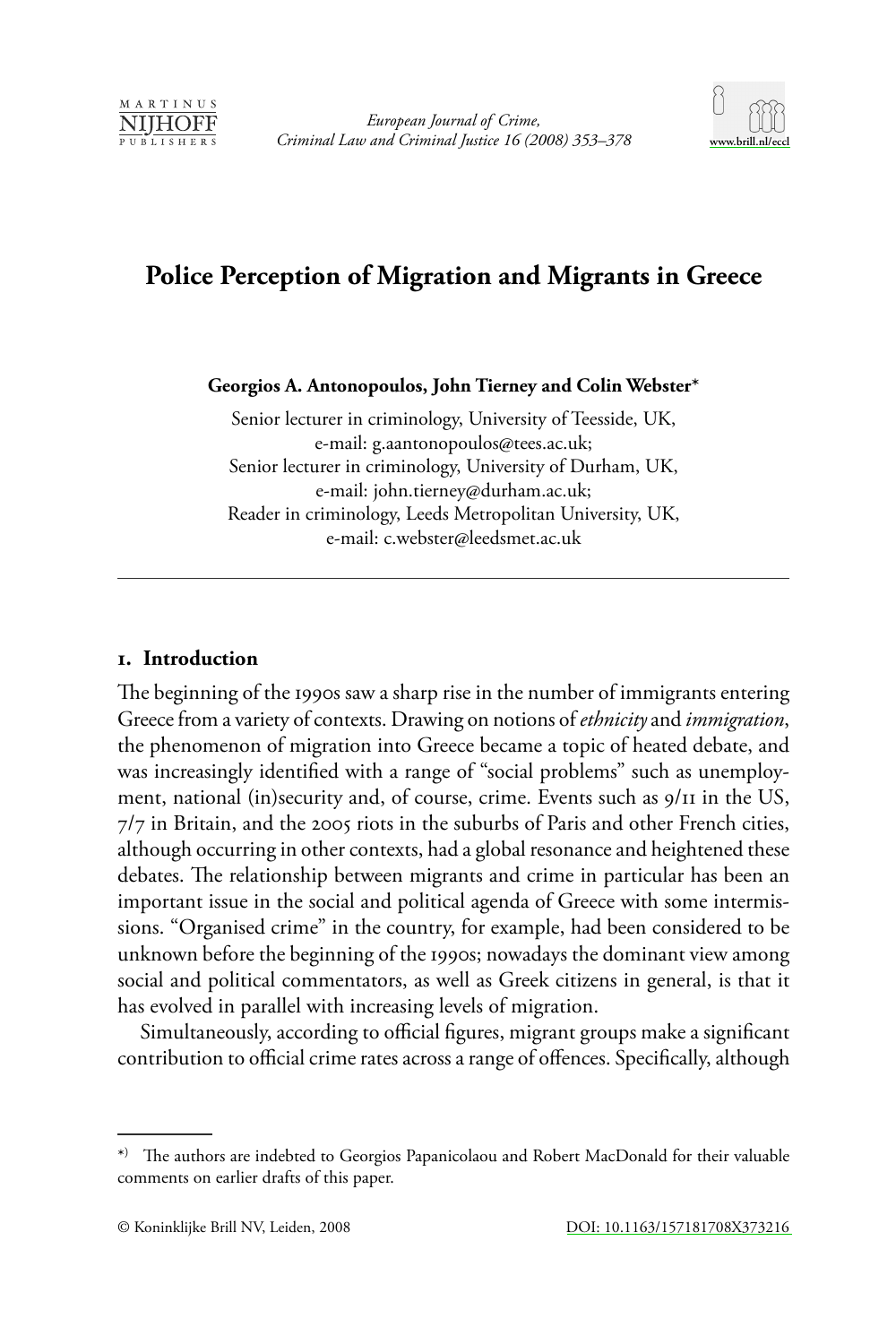# Police Perception of Migration and Migrants in Greece

**Georgios A. Antonopoulos, John Tierney and Colin Webster***

Senior lecturer in criminology, University of Teesside, UK,
e-mail: g.aantonopoulos@tees.ac.uk;
Senior lecturer in criminology, University of Durham, UK,
e-mail: john.tierney@durham.ac.uk;
Reader in criminology, Leeds Metropolitan University, UK,
e-mail: c.webster@leedsmet.ac.uk

---

## 1. Introduction

The beginning of the 1990s saw a sharp rise in the number of immigrants entering Greece from a variety of contexts. Drawing on notions of *ethnicity* and *immigration*, the phenomenon of migration into Greece became a topic of heated debate, and was increasingly identified with a range of "social problems" such as unemployment, national (in)security and, of course, crime. Events such as 9/11 in the US, 7/7 in Britain, and the 2005 riots in the suburbs of Paris and other French cities, although occurring in other contexts, had a global resonance and heightened these debates. The relationship between migrants and crime in particular has been an important issue in the social and political agenda of Greece with some intermissions. "Organised crime" in the country, for example, had been considered to be unknown before the beginning of the 1990s; nowadays the dominant view among social and political commentators, as well as Greek citizens in general, is that it has evolved in parallel with increasing levels of migration.

Simultaneously, according to official figures, migrant groups make a significant contribution to official crime rates across a range of offences. Specifically, although

---

*) The authors are indebted to Georgios Papanicolaou and Robert MacDonald for their valuable comments on earlier drafts of this paper.

© Koninklijke Brill NV, Leiden, 2008 DOI: 10.1163/157181708X373216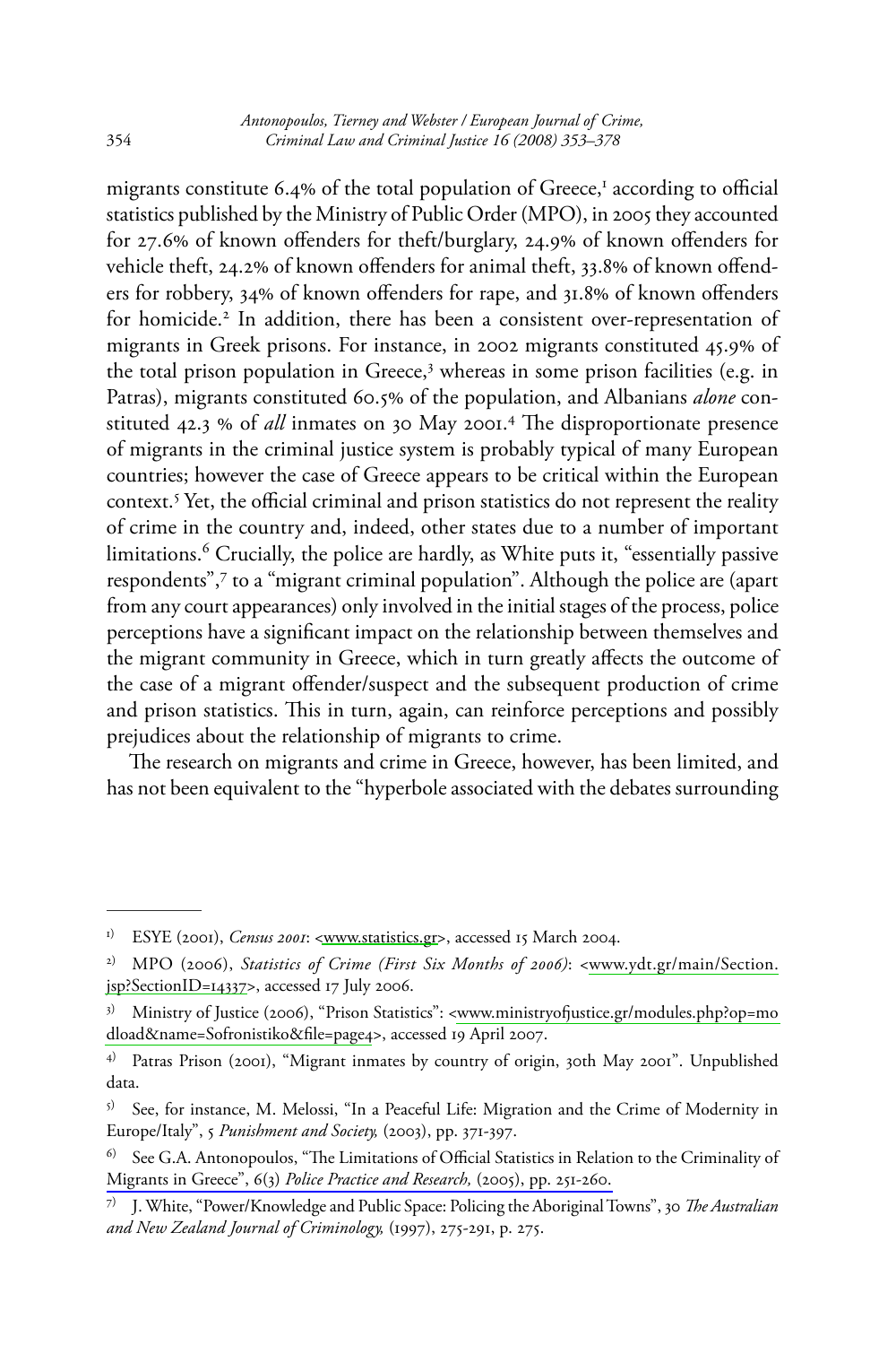migrants constitute 6.4% of the total population of Greece,[1] according to official statistics published by the Ministry of Public Order (MPO), in 2005 they accounted for 27.6% of known offenders for theft/burglary, 24.9% of known offenders for vehicle theft, 24.2% of known offenders for animal theft, 33.8% of known offenders for robbery, 34% of known offenders for rape, and 31.8% of known offenders for homicide.[2] In addition, there has been a consistent over-representation of migrants in Greek prisons. For instance, in 2002 migrants constituted 45.9% of the total prison population in Greece,[3] whereas in some prison facilities (e.g. in Patras), migrants constituted 60.5% of the population, and Albanians *alone* constituted 42.3 % of *all* inmates on 30 May 2001.[4] The disproportionate presence of migrants in the criminal justice system is probably typical of many European countries; however the case of Greece appears to be critical within the European context.[5] Yet, the official criminal and prison statistics do not represent the reality of crime in the country and, indeed, other states due to a number of important limitations.[6] Crucially, the police are hardly, as White puts it, "essentially passive respondents",[7] to a "migrant criminal population". Although the police are (apart from any court appearances) only involved in the initial stages of the process, police perceptions have a significant impact on the relationship between themselves and the migrant community in Greece, which in turn greatly affects the outcome of the case of a migrant offender/suspect and the subsequent production of crime and prison statistics. This in turn, again, can reinforce perceptions and possibly prejudices about the relationship of migrants to crime.

The research on migrants and crime in Greece, however, has been limited, and has not been equivalent to the "hyperbole associated with the debates surrounding

---

[1] ESYE (2001), *Census 2001*: <www.statistics.gr>, accessed 15 March 2004.

[2] MPO (2006), *Statistics of Crime (First Six Months of 2006)*: <www.ydt.gr/main/Section.jsp?SectionID=14337>, accessed 17 July 2006.

[3] Ministry of Justice (2006), "Prison Statistics": <www.ministryofjustice.gr/modules.php?op=modload&name=Sofronistiko&file=page4>, accessed 19 April 2007.

[4] Patras Prison (2001), "Migrant inmates by country of origin, 30th May 2001". Unpublished data.

[5] See, for instance, M. Melossi, "In a Peaceful Life: Migration and the Crime of Modernity in Europe/Italy", 5 *Punishment and Society,* (2003), pp. 371-397.

[6] See G.A. Antonopoulos, "The Limitations of Official Statistics in Relation to the Criminality of Migrants in Greece", 6(3) *Police Practice and Research,* (2005), pp. 251-260.

[7] J. White, "Power/Knowledge and Public Space: Policing the Aboriginal Towns", 30 *The Australian and New Zealand Journal of Criminology,* (1997), 275-291, p. 275.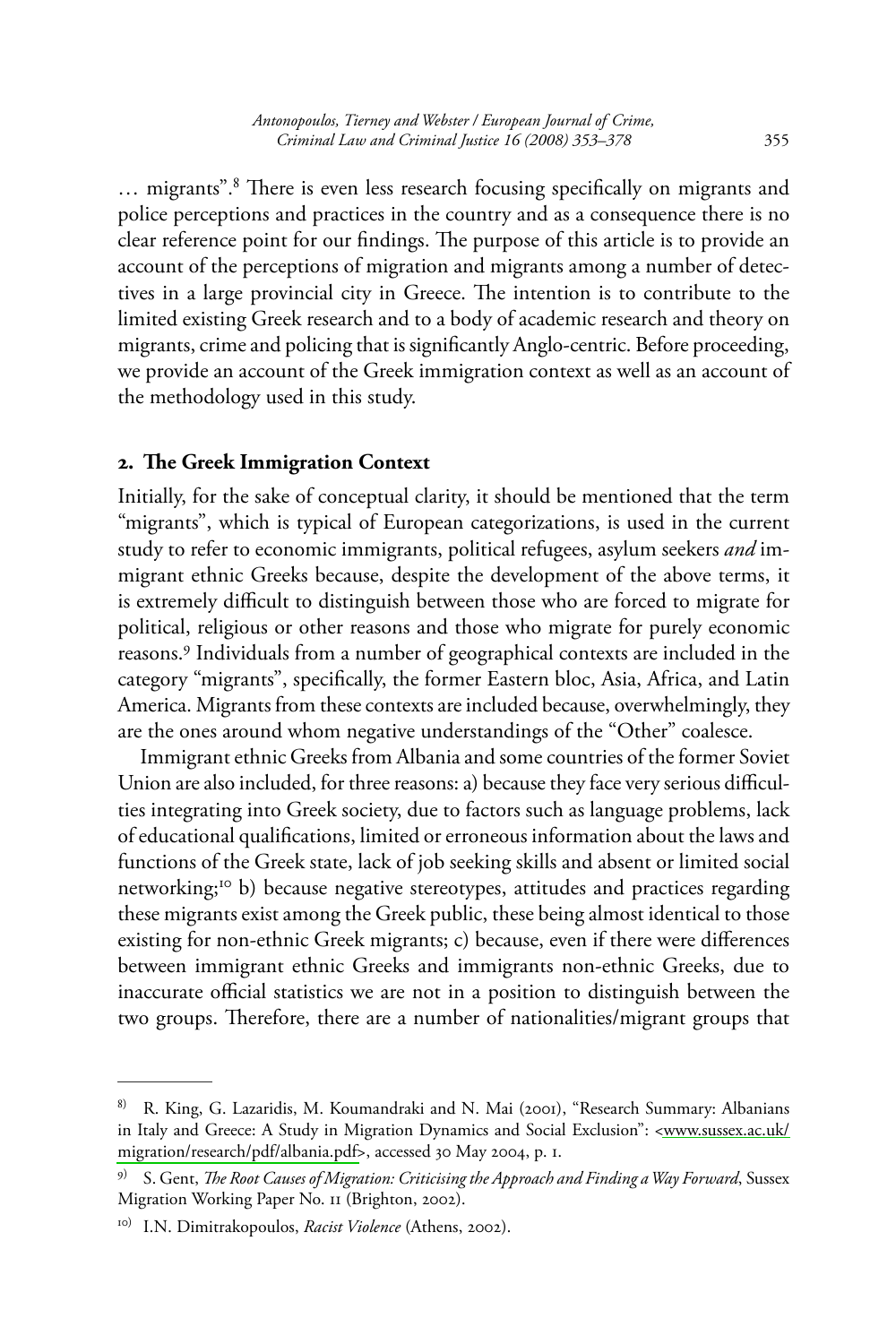… migrants".[8] There is even less research focusing specifically on migrants and police perceptions and practices in the country and as a consequence there is no clear reference point for our findings. The purpose of this article is to provide an account of the perceptions of migration and migrants among a number of detectives in a large provincial city in Greece. The intention is to contribute to the limited existing Greek research and to a body of academic research and theory on migrants, crime and policing that is significantly Anglo-centric. Before proceeding, we provide an account of the Greek immigration context as well as an account of the methodology used in this study.

## 2. The Greek Immigration Context

Initially, for the sake of conceptual clarity, it should be mentioned that the term "migrants", which is typical of European categorizations, is used in the current study to refer to economic immigrants, political refugees, asylum seekers *and* immigrant ethnic Greeks because, despite the development of the above terms, it is extremely difficult to distinguish between those who are forced to migrate for political, religious or other reasons and those who migrate for purely economic reasons.[9] Individuals from a number of geographical contexts are included in the category "migrants", specifically, the former Eastern bloc, Asia, Africa, and Latin America. Migrants from these contexts are included because, overwhelmingly, they are the ones around whom negative understandings of the "Other" coalesce.

Immigrant ethnic Greeks from Albania and some countries of the former Soviet Union are also included, for three reasons: a) because they face very serious difficulties integrating into Greek society, due to factors such as language problems, lack of educational qualifications, limited or erroneous information about the laws and functions of the Greek state, lack of job seeking skills and absent or limited social networking;[10] b) because negative stereotypes, attitudes and practices regarding these migrants exist among the Greek public, these being almost identical to those existing for non-ethnic Greek migrants; c) because, even if there were differences between immigrant ethnic Greeks and immigrants non-ethnic Greeks, due to inaccurate official statistics we are not in a position to distinguish between the two groups. Therefore, there are a number of nationalities/migrant groups that

---

8) R. King, G. Lazaridis, M. Koumandraki and N. Mai (2001), "Research Summary: Albanians in Italy and Greece: A Study in Migration Dynamics and Social Exclusion": <www.sussex.ac.uk/migration/research/pdf/albania.pdf>, accessed 30 May 2004, p. 1.

9) S. Gent, *The Root Causes of Migration: Criticising the Approach and Finding a Way Forward*, Sussex Migration Working Paper No. 11 (Brighton, 2002).

10) I.N. Dimitrakopoulos, *Racist Violence* (Athens, 2002).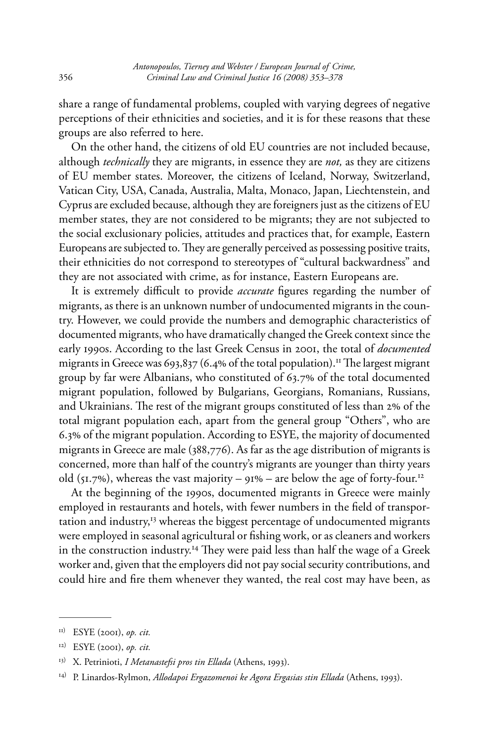share a range of fundamental problems, coupled with varying degrees of negative perceptions of their ethnicities and societies, and it is for these reasons that these groups are also referred to here.

On the other hand, the citizens of old EU countries are not included because, although *technically* they are migrants, in essence they are *not,* as they are citizens of EU member states. Moreover, the citizens of Iceland, Norway, Switzerland, Vatican City, USA, Canada, Australia, Malta, Monaco, Japan, Liechtenstein, and Cyprus are excluded because, although they are foreigners just as the citizens of EU member states, they are not considered to be migrants; they are not subjected to the social exclusionary policies, attitudes and practices that, for example, Eastern Europeans are subjected to. They are generally perceived as possessing positive traits, their ethnicities do not correspond to stereotypes of "cultural backwardness" and they are not associated with crime, as for instance, Eastern Europeans are.

It is extremely difficult to provide *accurate* figures regarding the number of migrants, as there is an unknown number of undocumented migrants in the country. However, we could provide the numbers and demographic characteristics of documented migrants, who have dramatically changed the Greek context since the early 1990s. According to the last Greek Census in 2001, the total of *documented* migrants in Greece was 693,837 (6.4% of the total population).[11] The largest migrant group by far were Albanians, who constituted of 63.7% of the total documented migrant population, followed by Bulgarians, Georgians, Romanians, Russians, and Ukrainians. The rest of the migrant groups constituted of less than 2% of the total migrant population each, apart from the general group "Others", who are 6.3% of the migrant population. According to ESYE, the majority of documented migrants in Greece are male (388,776). As far as the age distribution of migrants is concerned, more than half of the country's migrants are younger than thirty years old (51.7%), whereas the vast majority – 91% – are below the age of forty-four.[12]

At the beginning of the 1990s, documented migrants in Greece were mainly employed in restaurants and hotels, with fewer numbers in the field of transportation and industry,[13] whereas the biggest percentage of undocumented migrants were employed in seasonal agricultural or fishing work, or as cleaners and workers in the construction industry.[14] They were paid less than half the wage of a Greek worker and, given that the employers did not pay social security contributions, and could hire and fire them whenever they wanted, the real cost may have been, as

---

11) ESYE (2001), *op. cit.*

12) ESYE (2001), *op. cit.*

13) X. Petrinioti, *I Metanastefsi pros tin Ellada* (Athens, 1993).

14) P. Linardos-Rylmon, *Allodapoi Ergazomenoi ke Agora Ergasias stin Ellada* (Athens, 1993).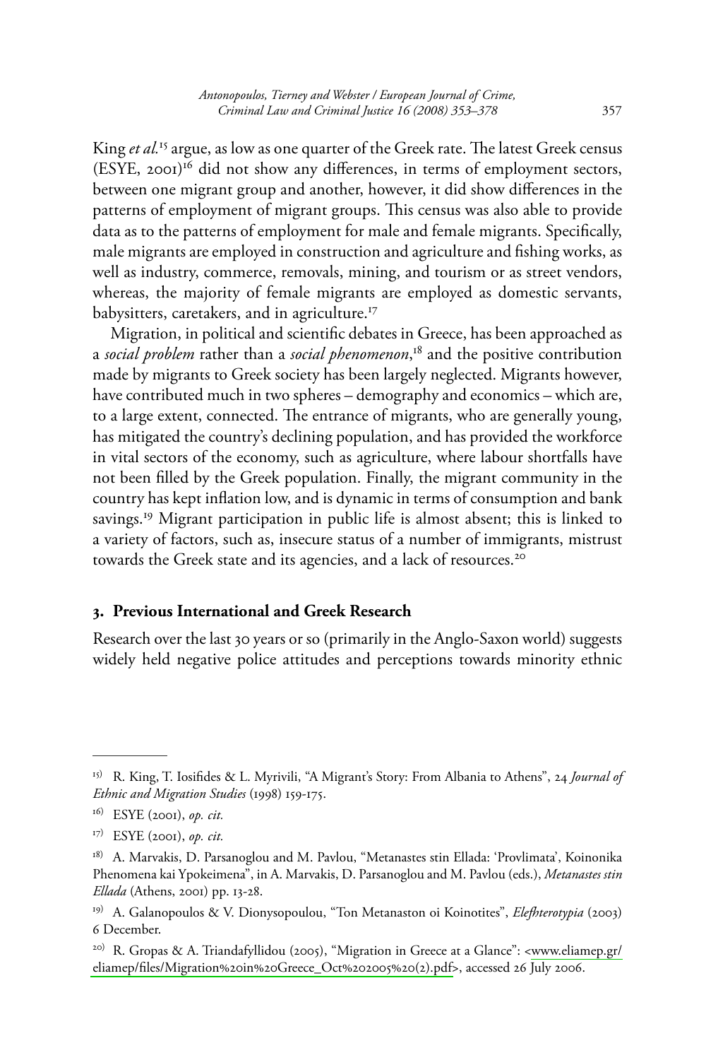King *et al.*[15] argue, as low as one quarter of the Greek rate. The latest Greek census (ESYE, 2001)[16] did not show any differences, in terms of employment sectors, between one migrant group and another, however, it did show differences in the patterns of employment of migrant groups. This census was also able to provide data as to the patterns of employment for male and female migrants. Specifically, male migrants are employed in construction and agriculture and fishing works, as well as industry, commerce, removals, mining, and tourism or as street vendors, whereas, the majority of female migrants are employed as domestic servants, babysitters, caretakers, and in agriculture.[17]

Migration, in political and scientific debates in Greece, has been approached as a *social problem* rather than a *social phenomenon*,[18] and the positive contribution made by migrants to Greek society has been largely neglected. Migrants however, have contributed much in two spheres – demography and economics – which are, to a large extent, connected. The entrance of migrants, who are generally young, has mitigated the country's declining population, and has provided the workforce in vital sectors of the economy, such as agriculture, where labour shortfalls have not been filled by the Greek population. Finally, the migrant community in the country has kept inflation low, and is dynamic in terms of consumption and bank savings.[19] Migrant participation in public life is almost absent; this is linked to a variety of factors, such as, insecure status of a number of immigrants, mistrust towards the Greek state and its agencies, and a lack of resources.[20]

## 3. Previous International and Greek Research

Research over the last 30 years or so (primarily in the Anglo-Saxon world) suggests widely held negative police attitudes and perceptions towards minority ethnic

---

[15] R. King, T. Iosifides & L. Myrivili, "A Migrant's Story: From Albania to Athens", 24 *Journal of Ethnic and Migration Studies* (1998) 159-175.

[16] ESYE (2001), *op. cit.*

[17] ESYE (2001), *op. cit.*

[18] A. Marvakis, D. Parsanoglou and M. Pavlou, "Metanastes stin Ellada: 'Provlimata', Koinonika Phenomena kai Ypokeimena", in A. Marvakis, D. Parsanoglou and M. Pavlou (eds.), *Metanastes stin Ellada* (Athens, 2001) pp. 13-28.

[19] A. Galanopoulos & V. Dionysopoulou, "Ton Metanaston oi Koinotites", *Elefhterotypia* (2003) 6 December.

[20] R. Gropas & A. Triandafyllidou (2005), "Migration in Greece at a Glance": <www.eliamep.gr/eliamep/files/Migration%20in%20Greece_Oct%202005%20(2).pdf>, accessed 26 July 2006.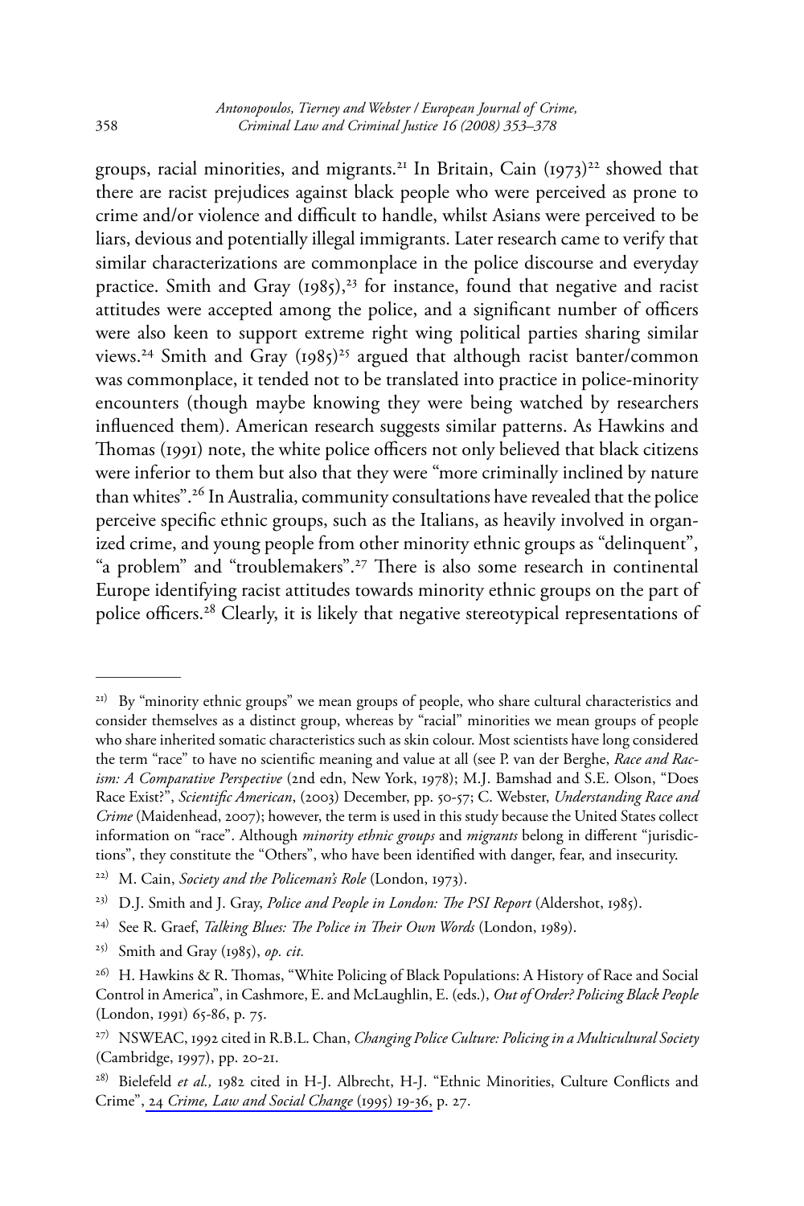groups, racial minorities, and migrants.[21] In Britain, Cain (1973)[22] showed that there are racist prejudices against black people who were perceived as prone to crime and/or violence and difficult to handle, whilst Asians were perceived to be liars, devious and potentially illegal immigrants. Later research came to verify that similar characterizations are commonplace in the police discourse and everyday practice. Smith and Gray (1985),[23] for instance, found that negative and racist attitudes were accepted among the police, and a significant number of officers were also keen to support extreme right wing political parties sharing similar views.[24] Smith and Gray (1985)[25] argued that although racist banter/common was commonplace, it tended not to be translated into practice in police-minority encounters (though maybe knowing they were being watched by researchers influenced them). American research suggests similar patterns. As Hawkins and Thomas (1991) note, the white police officers not only believed that black citizens were inferior to them but also that they were "more criminally inclined by nature than whites".[26] In Australia, community consultations have revealed that the police perceive specific ethnic groups, such as the Italians, as heavily involved in organized crime, and young people from other minority ethnic groups as "delinquent", "a problem" and "troublemakers".[27] There is also some research in continental Europe identifying racist attitudes towards minority ethnic groups on the part of police officers.[28] Clearly, it is likely that negative stereotypical representations of

---

[21] By "minority ethnic groups" we mean groups of people, who share cultural characteristics and consider themselves as a distinct group, whereas by "racial" minorities we mean groups of people who share inherited somatic characteristics such as skin colour. Most scientists have long considered the term "race" to have no scientific meaning and value at all (see P. van der Berghe, *Race and Racism: A Comparative Perspective* (2nd edn, New York, 1978); M.J. Bamshad and S.E. Olson, "Does Race Exist?", *Scientific American*, (2003) December, pp. 50-57; C. Webster, *Understanding Race and Crime* (Maidenhead, 2007); however, the term is used in this study because the United States collect information on "race". Although *minority ethnic groups* and *migrants* belong in different "jurisdictions", they constitute the "Others", who have been identified with danger, fear, and insecurity.

[22] M. Cain, *Society and the Policeman's Role* (London, 1973).

[23] D.J. Smith and J. Gray, *Police and People in London: The PSI Report* (Aldershot, 1985).

[24] See R. Graef, *Talking Blues: The Police in Their Own Words* (London, 1989).

[25] Smith and Gray (1985), *op. cit.*

[26] H. Hawkins & R. Thomas, "White Policing of Black Populations: A History of Race and Social Control in America", in Cashmore, E. and McLaughlin, E. (eds.), *Out of Order? Policing Black People* (London, 1991) 65-86, p. 75.

[27] NSWEAC, 1992 cited in R.B.L. Chan, *Changing Police Culture: Policing in a Multicultural Society* (Cambridge, 1997), pp. 20-21.

[28] Bielefeld *et al.,* 1982 cited in H-J. Albrecht, H-J. "Ethnic Minorities, Culture Conflicts and Crime", 24 *Crime, Law and Social Change* (1995) 19-36, p. 27.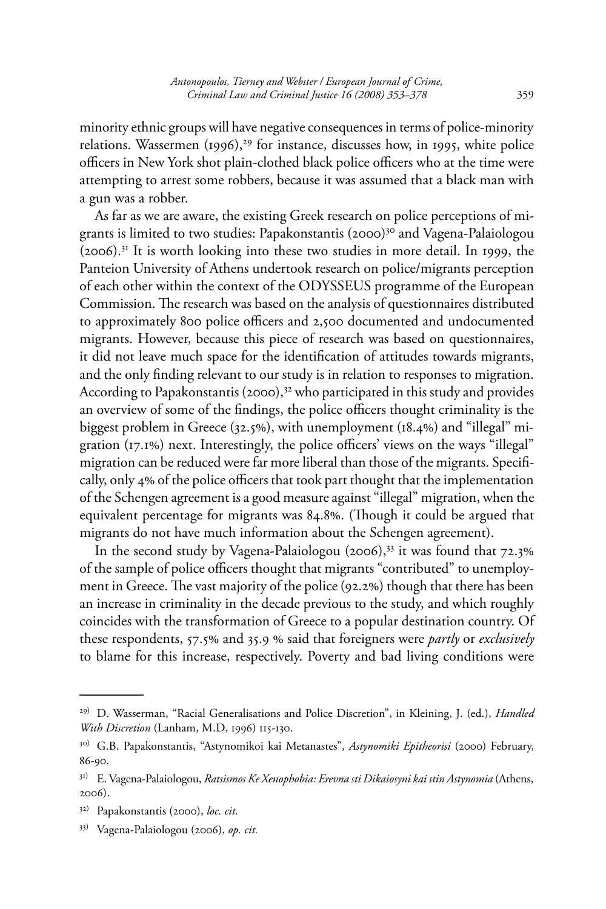minority ethnic groups will have negative consequences in terms of police-minority relations. Wassermen (1996),[29] for instance, discusses how, in 1995, white police officers in New York shot plain-clothed black police officers who at the time were attempting to arrest some robbers, because it was assumed that a black man with a gun was a robber.

As far as we are aware, the existing Greek research on police perceptions of migrants is limited to two studies: Papakonstantis (2000)[30] and Vagena-Palaiologou (2006).[31] It is worth looking into these two studies in more detail. In 1999, the Panteion University of Athens undertook research on police/migrants perception of each other within the context of the ODYSSEUS programme of the European Commission. The research was based on the analysis of questionnaires distributed to approximately 800 police officers and 2,500 documented and undocumented migrants. However, because this piece of research was based on questionnaires, it did not leave much space for the identification of attitudes towards migrants, and the only finding relevant to our study is in relation to responses to migration. According to Papakonstantis (2000),[32] who participated in this study and provides an overview of some of the findings, the police officers thought criminality is the biggest problem in Greece (32.5%), with unemployment (18.4%) and "illegal" migration (17.1%) next. Interestingly, the police officers' views on the ways "illegal" migration can be reduced were far more liberal than those of the migrants. Specifically, only 4% of the police officers that took part thought that the implementation of the Schengen agreement is a good measure against "illegal" migration, when the equivalent percentage for migrants was 84.8%. (Though it could be argued that migrants do not have much information about the Schengen agreement).

In the second study by Vagena-Palaiologou (2006),[33] it was found that 72.3% of the sample of police officers thought that migrants "contributed" to unemployment in Greece. The vast majority of the police (92.2%) though that there has been an increase in criminality in the decade previous to the study, and which roughly coincides with the transformation of Greece to a popular destination country. Of these respondents, 57.5% and 35.9 % said that foreigners were *partly* or *exclusively* to blame for this increase, respectively. Poverty and bad living conditions were

---

[29] D. Wasserman, "Racial Generalisations and Police Discretion", in Kleining, J. (ed.), *Handled With Discretion* (Lanham, M.D, 1996) 115-130.

[30] G.B. Papakonstantis, "Astynomikoi kai Metanastes", *Astynomiki Epitheorisi* (2000) February, 86-90.

[31] E. Vagena-Palaiologou, *Ratsismos Ke Xenophobia: Erevna sti Dikaiosyni kai stin Astynomia* (Athens, 2006).

[32] Papakonstantis (2000), *loc. cit.*

[33] Vagena-Palaiologou (2006), *op. cit.*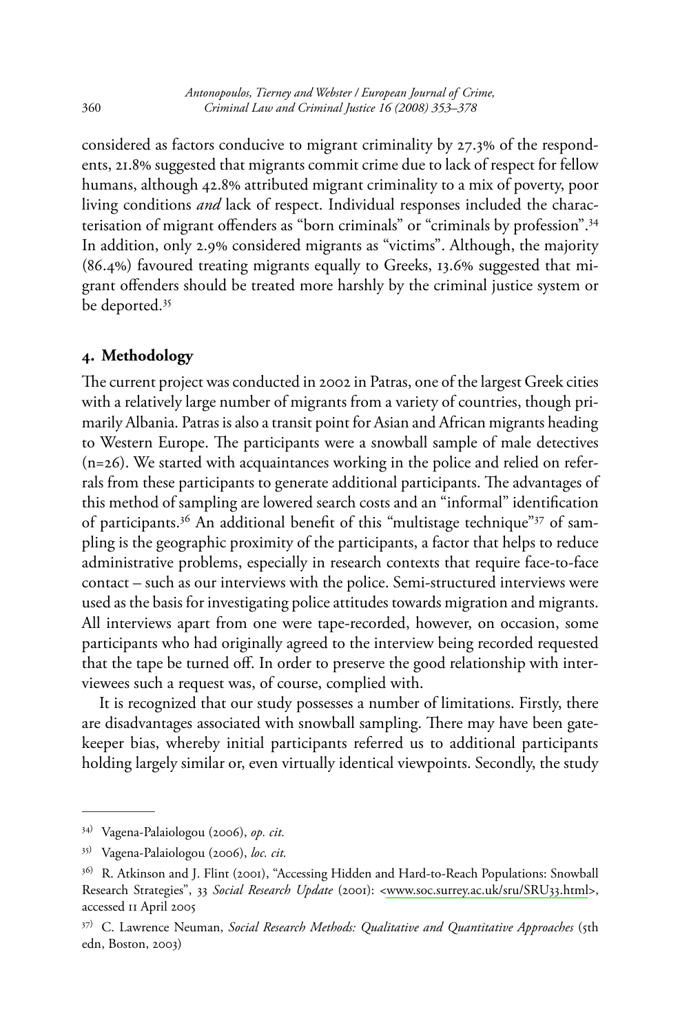considered as factors conducive to migrant criminality by 27.3% of the respondents, 21.8% suggested that migrants commit crime due to lack of respect for fellow humans, although 42.8% attributed migrant criminality to a mix of poverty, poor living conditions *and* lack of respect. Individual responses included the characterisation of migrant offenders as "born criminals" or "criminals by profession".[34] In addition, only 2.9% considered migrants as "victims". Although, the majority (86.4%) favoured treating migrants equally to Greeks, 13.6% suggested that migrant offenders should be treated more harshly by the criminal justice system or be deported.[35]

## 4. Methodology

The current project was conducted in 2002 in Patras, one of the largest Greek cities with a relatively large number of migrants from a variety of countries, though primarily Albania. Patras is also a transit point for Asian and African migrants heading to Western Europe. The participants were a snowball sample of male detectives (n=26). We started with acquaintances working in the police and relied on referrals from these participants to generate additional participants. The advantages of this method of sampling are lowered search costs and an "informal" identification of participants.[36] An additional benefit of this "multistage technique"[37] of sampling is the geographic proximity of the participants, a factor that helps to reduce administrative problems, especially in research contexts that require face-to-face contact – such as our interviews with the police. Semi-structured interviews were used as the basis for investigating police attitudes towards migration and migrants. All interviews apart from one were tape-recorded, however, on occasion, some participants who had originally agreed to the interview being recorded requested that the tape be turned off. In order to preserve the good relationship with interviewees such a request was, of course, complied with.

It is recognized that our study possesses a number of limitations. Firstly, there are disadvantages associated with snowball sampling. There may have been gatekeeper bias, whereby initial participants referred us to additional participants holding largely similar or, even virtually identical viewpoints. Secondly, the study

---

[34] Vagena-Palaiologou (2006), *op. cit.*

[35] Vagena-Palaiologou (2006), *loc. cit.*

[36] R. Atkinson and J. Flint (2001), "Accessing Hidden and Hard-to-Reach Populations: Snowball Research Strategies", 33 *Social Research Update* (2001): <www.soc.surrey.ac.uk/sru/SRU33.html>, accessed 11 April 2005

[37] C. Lawrence Neuman, *Social Research Methods: Qualitative and Quantitative Approaches* (5th edn, Boston, 2003)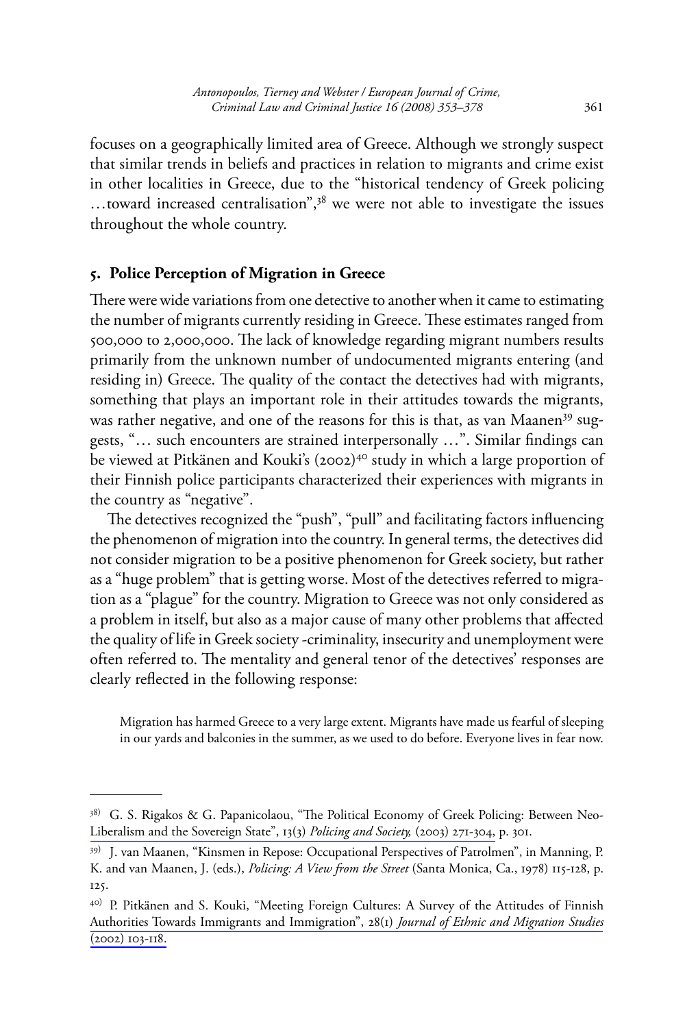focuses on a geographically limited area of Greece. Although we strongly suspect that similar trends in beliefs and practices in relation to migrants and crime exist in other localities in Greece, due to the "historical tendency of Greek policing …toward increased centralisation",[38] we were not able to investigate the issues throughout the whole country.

## 5. Police Perception of Migration in Greece

There were wide variations from one detective to another when it came to estimating the number of migrants currently residing in Greece. These estimates ranged from 500,000 to 2,000,000. The lack of knowledge regarding migrant numbers results primarily from the unknown number of undocumented migrants entering (and residing in) Greece. The quality of the contact the detectives had with migrants, something that plays an important role in their attitudes towards the migrants, was rather negative, and one of the reasons for this is that, as van Maanen[39] suggests, "… such encounters are strained interpersonally …". Similar findings can be viewed at Pitkänen and Kouki's (2002)[40] study in which a large proportion of their Finnish police participants characterized their experiences with migrants in the country as "negative".

The detectives recognized the "push", "pull" and facilitating factors influencing the phenomenon of migration into the country. In general terms, the detectives did not consider migration to be a positive phenomenon for Greek society, but rather as a "huge problem" that is getting worse. Most of the detectives referred to migration as a "plague" for the country. Migration to Greece was not only considered as a problem in itself, but also as a major cause of many other problems that affected the quality of life in Greek society -criminality, insecurity and unemployment were often referred to. The mentality and general tenor of the detectives' responses are clearly reflected in the following response:

> Migration has harmed Greece to a very large extent. Migrants have made us fearful of sleeping in our yards and balconies in the summer, as we used to do before. Everyone lives in fear now.

---

[38] G. S. Rigakos & G. Papanicolaou, "The Political Economy of Greek Policing: Between Neo-Liberalism and the Sovereign State", 13(3) *Policing and Society,* (2003) 271-304, p. 301.

[39] J. van Maanen, "Kinsmen in Repose: Occupational Perspectives of Patrolmen", in Manning, P. K. and van Maanen, J. (eds.), *Policing: A View from the Street* (Santa Monica, Ca., 1978) 115-128, p. 125.

[40] P. Pitkänen and S. Kouki, "Meeting Foreign Cultures: A Survey of the Attitudes of Finnish Authorities Towards Immigrants and Immigration", 28(1) *Journal of Ethnic and Migration Studies* (2002) 103-118.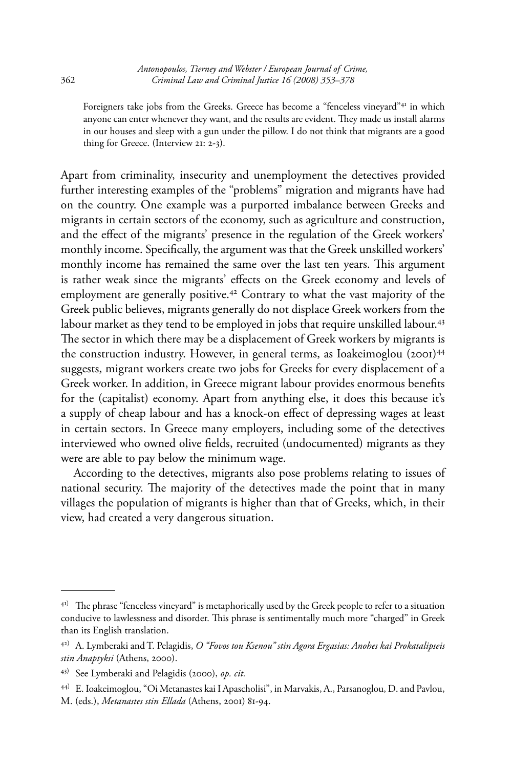> Foreigners take jobs from the Greeks. Greece has become a "fenceless vineyard"[41] in which anyone can enter whenever they want, and the results are evident. They made us install alarms in our houses and sleep with a gun under the pillow. I do not think that migrants are a good thing for Greece. (Interview 21: 2-3).

Apart from criminality, insecurity and unemployment the detectives provided further interesting examples of the "problems" migration and migrants have had on the country. One example was a purported imbalance between Greeks and migrants in certain sectors of the economy, such as agriculture and construction, and the effect of the migrants' presence in the regulation of the Greek workers' monthly income. Specifically, the argument was that the Greek unskilled workers' monthly income has remained the same over the last ten years. This argument is rather weak since the migrants' effects on the Greek economy and levels of employment are generally positive.[42] Contrary to what the vast majority of the Greek public believes, migrants generally do not displace Greek workers from the labour market as they tend to be employed in jobs that require unskilled labour.[43] The sector in which there may be a displacement of Greek workers by migrants is the construction industry. However, in general terms, as Ioakeimoglou (2001)[44] suggests, migrant workers create two jobs for Greeks for every displacement of a Greek worker. In addition, in Greece migrant labour provides enormous benefits for the (capitalist) economy. Apart from anything else, it does this because it's a supply of cheap labour and has a knock-on effect of depressing wages at least in certain sectors. In Greece many employers, including some of the detectives interviewed who owned olive fields, recruited (undocumented) migrants as they were are able to pay below the minimum wage.

According to the detectives, migrants also pose problems relating to issues of national security. The majority of the detectives made the point that in many villages the population of migrants is higher than that of Greeks, which, in their view, had created a very dangerous situation.

---

[41] The phrase "fenceless vineyard" is metaphorically used by the Greek people to refer to a situation conducive to lawlessness and disorder. This phrase is sentimentally much more "charged" in Greek than its English translation.

[42] A. Lymberaki and T. Pelagidis, *O "Fovos tou Ksenou" stin Agora Ergasias: Anohes kai Prokatalipseis stin Anaptyksi* (Athens, 2000).

[43] See Lymberaki and Pelagidis (2000), *op. cit.*

[44] E. Ioakeimoglou, "Oi Metanastes kai I Apascholisi", in Marvakis, A., Parsanoglou, D. and Pavlou, M. (eds.), *Metanastes stin Ellada* (Athens, 2001) 81-94.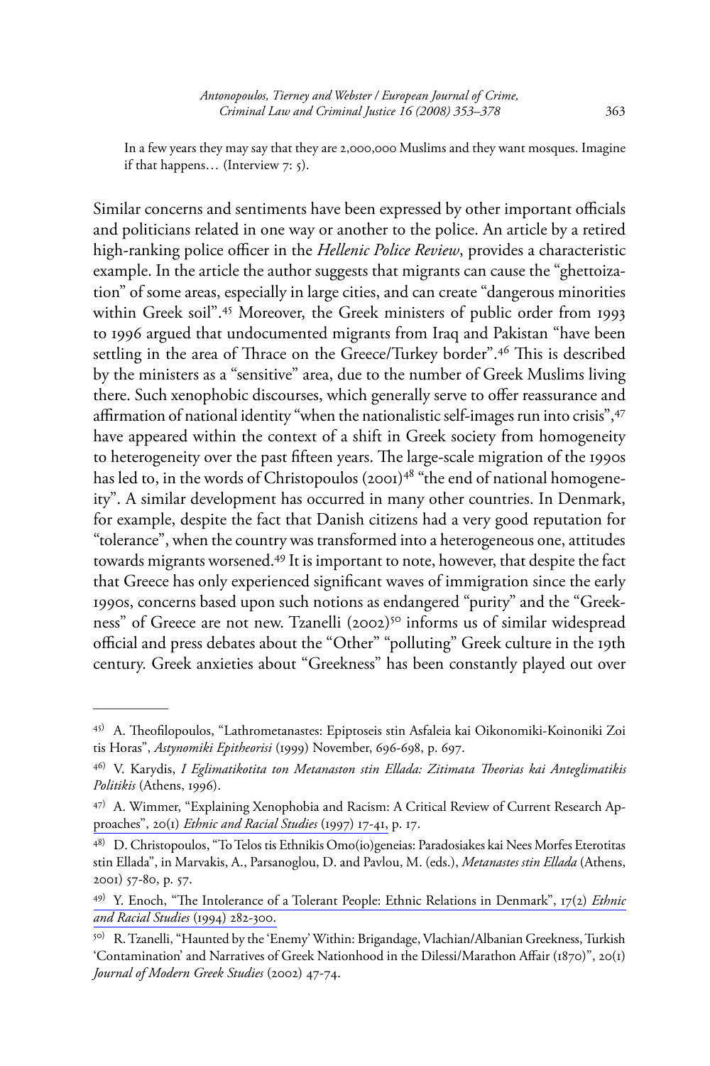In a few years they may say that they are 2,000,000 Muslims and they want mosques. Imagine if that happens… (Interview 7: 5).

Similar concerns and sentiments have been expressed by other important officials and politicians related in one way or another to the police. An article by a retired high-ranking police officer in the *Hellenic Police Review*, provides a characteristic example. In the article the author suggests that migrants can cause the "ghettoization" of some areas, especially in large cities, and can create "dangerous minorities within Greek soil".[45] Moreover, the Greek ministers of public order from 1993 to 1996 argued that undocumented migrants from Iraq and Pakistan "have been settling in the area of Thrace on the Greece/Turkey border".[46] This is described by the ministers as a "sensitive" area, due to the number of Greek Muslims living there. Such xenophobic discourses, which generally serve to offer reassurance and affirmation of national identity "when the nationalistic self-images run into crisis",[47] have appeared within the context of a shift in Greek society from homogeneity to heterogeneity over the past fifteen years. The large-scale migration of the 1990s has led to, in the words of Christopoulos (2001)[48] "the end of national homogeneity". A similar development has occurred in many other countries. In Denmark, for example, despite the fact that Danish citizens had a very good reputation for "tolerance", when the country was transformed into a heterogeneous one, attitudes towards migrants worsened.[49] It is important to note, however, that despite the fact that Greece has only experienced significant waves of immigration since the early 1990s, concerns based upon such notions as endangered "purity" and the "Greekness" of Greece are not new. Tzanelli (2002)[50] informs us of similar widespread official and press debates about the "Other" "polluting" Greek culture in the 19th century. Greek anxieties about "Greekness" has been constantly played out over

---

[45] A. Theofilopoulos, "Lathrometanastes: Epiptoseis stin Asfaleia kai Oikonomiki-Koinoniki Zoi tis Horas", *Astynomiki Epitheorisi* (1999) November, 696-698, p. 697.

[46] V. Karydis, *I Eglimatikotita ton Metanaston stin Ellada: Zitimata Theorias kai Anteglimatikis Politikis* (Athens, 1996).

[47] A. Wimmer, "Explaining Xenophobia and Racism: A Critical Review of Current Research Approaches", 20(1) *Ethnic and Racial Studies* (1997) 17-41, p. 17.

[48] D. Christopoulos, "To Telos tis Ethnikis Omo(io)geneias: Paradosiakes kai Nees Morfes Eterotitas stin Ellada", in Marvakis, A., Parsanoglou, D. and Pavlou, M. (eds.), *Metanastes stin Ellada* (Athens, 2001) 57-80, p. 57.

[49] Y. Enoch, "The Intolerance of a Tolerant People: Ethnic Relations in Denmark", 17(2) *Ethnic and Racial Studies* (1994) 282-300.

[50] R. Tzanelli, "Haunted by the 'Enemy' Within: Brigandage, Vlachian/Albanian Greekness, Turkish 'Contamination' and Narratives of Greek Nationhood in the Dilessi/Marathon Affair (1870)", 20(1) *Journal of Modern Greek Studies* (2002) 47-74.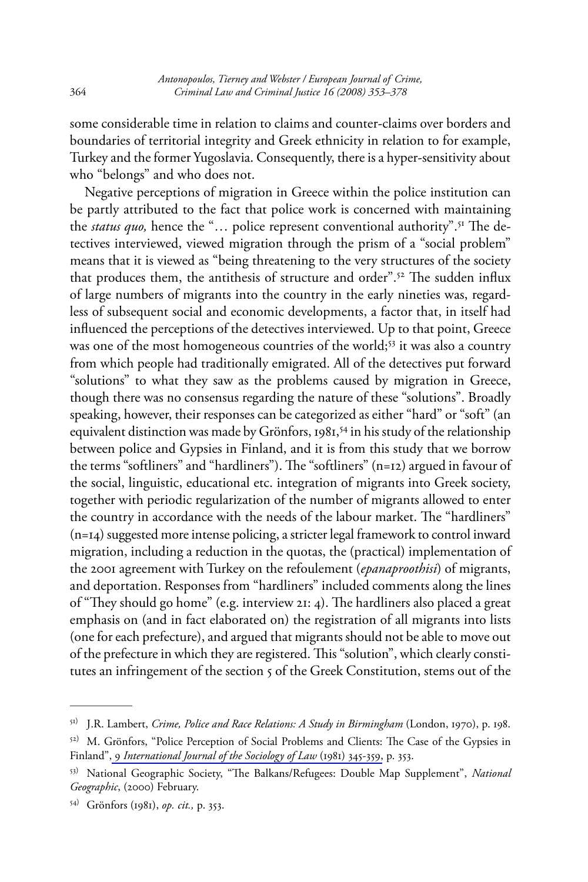some considerable time in relation to claims and counter-claims over borders and boundaries of territorial integrity and Greek ethnicity in relation to for example, Turkey and the former Yugoslavia. Consequently, there is a hyper-sensitivity about who "belongs" and who does not.

Negative perceptions of migration in Greece within the police institution can be partly attributed to the fact that police work is concerned with maintaining the *status quo,* hence the "… police represent conventional authority".[51] The detectives interviewed, viewed migration through the prism of a "social problem" means that it is viewed as "being threatening to the very structures of the society that produces them, the antithesis of structure and order".[52] The sudden influx of large numbers of migrants into the country in the early nineties was, regardless of subsequent social and economic developments, a factor that, in itself had influenced the perceptions of the detectives interviewed. Up to that point, Greece was one of the most homogeneous countries of the world;[53] it was also a country from which people had traditionally emigrated. All of the detectives put forward "solutions" to what they saw as the problems caused by migration in Greece, though there was no consensus regarding the nature of these "solutions". Broadly speaking, however, their responses can be categorized as either "hard" or "soft" (an equivalent distinction was made by Grönfors, 1981,[54] in his study of the relationship between police and Gypsies in Finland, and it is from this study that we borrow the terms "softliners" and "hardliners"). The "softliners" (n=12) argued in favour of the social, linguistic, educational etc. integration of migrants into Greek society, together with periodic regularization of the number of migrants allowed to enter the country in accordance with the needs of the labour market. The "hardliners" (n=14) suggested more intense policing, a stricter legal framework to control inward migration, including a reduction in the quotas, the (practical) implementation of the 2001 agreement with Turkey on the refoulement (*epanaproothisi*) of migrants, and deportation. Responses from "hardliners" included comments along the lines of "They should go home" (e.g. interview 21: 4). The hardliners also placed a great emphasis on (and in fact elaborated on) the registration of all migrants into lists (one for each prefecture), and argued that migrants should not be able to move out of the prefecture in which they are registered. This "solution", which clearly constitutes an infringement of the section 5 of the Greek Constitution, stems out of the

---

[51] J.R. Lambert, *Crime, Police and Race Relations: A Study in Birmingham* (London, 1970), p. 198.

[52] M. Grönfors, "Police Perception of Social Problems and Clients: The Case of the Gypsies in Finland", 9 *International Journal of the Sociology of Law* (1981) 345-359, p. 353.

[53] National Geographic Society, "The Balkans/Refugees: Double Map Supplement", *National Geographic*, (2000) February.

[54] Grönfors (1981), *op. cit.,* p. 353.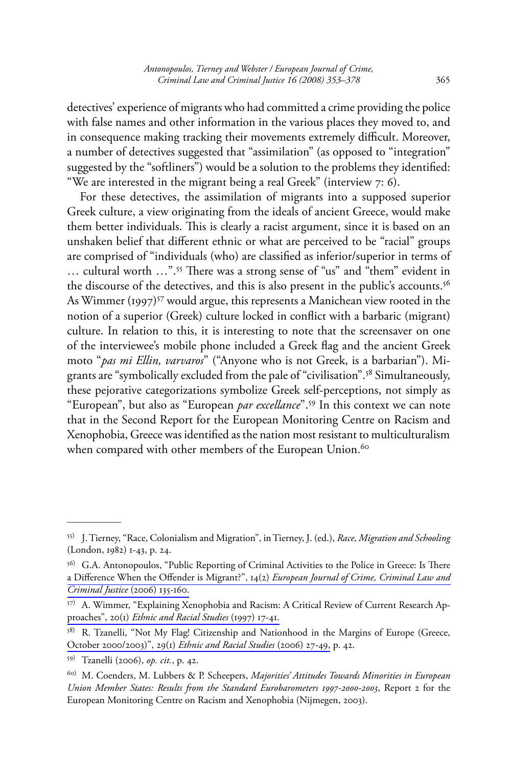detectives' experience of migrants who had committed a crime providing the police with false names and other information in the various places they moved to, and in consequence making tracking their movements extremely difficult. Moreover, a number of detectives suggested that "assimilation" (as opposed to "integration" suggested by the "softliners") would be a solution to the problems they identified: "We are interested in the migrant being a real Greek" (interview 7: 6).

For these detectives, the assimilation of migrants into a supposed superior Greek culture, a view originating from the ideals of ancient Greece, would make them better individuals. This is clearly a racist argument, since it is based on an unshaken belief that different ethnic or what are perceived to be "racial" groups are comprised of "individuals (who) are classified as inferior/superior in terms of … cultural worth …".[55] There was a strong sense of "us" and "them" evident in the discourse of the detectives, and this is also present in the public's accounts.[56] As Wimmer (1997)[57] would argue, this represents a Manichean view rooted in the notion of a superior (Greek) culture locked in conflict with a barbaric (migrant) culture. In relation to this, it is interesting to note that the screensaver on one of the interviewee's mobile phone included a Greek flag and the ancient Greek moto "*pas mi Ellin, varvaros*" ("Anyone who is not Greek, is a barbarian"). Migrants are "symbolically excluded from the pale of "civilisation".[58] Simultaneously, these pejorative categorizations symbolize Greek self-perceptions, not simply as "European", but also as "European *par excellance*".[59] In this context we can note that in the Second Report for the European Monitoring Centre on Racism and Xenophobia, Greece was identified as the nation most resistant to multiculturalism when compared with other members of the European Union.[60]

---

[55] J. Tierney, "Race, Colonialism and Migration", in Tierney, J. (ed.), *Race, Migration and Schooling* (London, 1982) 1-43, p. 24.

[56] G.A. Antonopoulos, "Public Reporting of Criminal Activities to the Police in Greece: Is There a Difference When the Offender is Migrant?", 14(2) *European Journal of Crime, Criminal Law and Criminal Justice* (2006) 135-160.

[57] A. Wimmer, "Explaining Xenophobia and Racism: A Critical Review of Current Research Approaches", 20(1) *Ethnic and Racial Studies* (1997) 17-41.

[58] R. Tzanelli, "Not My Flag! Citizenship and Nationhood in the Margins of Europe (Greece, October 2000/2003)", 29(1) *Ethnic and Racial Studies* (2006) 27-49, p. 42.

[59] Tzanelli (2006), *op. cit.*, p. 42.

[60] M. Coenders, M. Lubbers & P. Scheepers, *Majorities' Attitudes Towards Minorities in European Union Member States: Results from the Standard Eurobarometers 1997-2000-2003*, Report 2 for the European Monitoring Centre on Racism and Xenophobia (Nijmegen, 2003).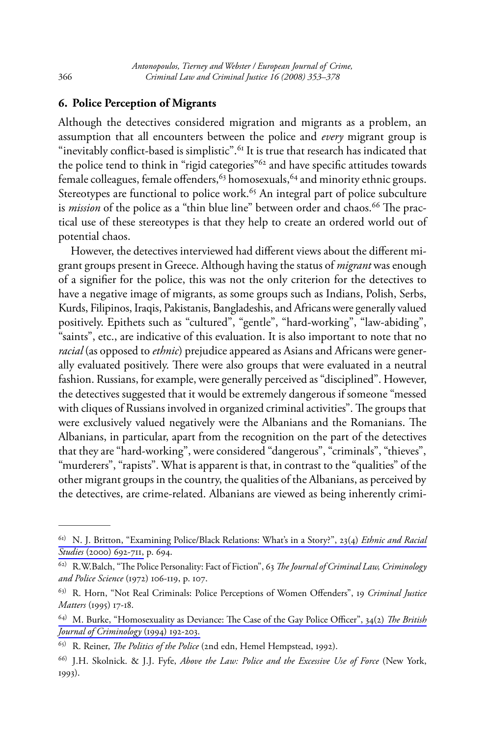## 6. Police Perception of Migrants

Although the detectives considered migration and migrants as a problem, an assumption that all encounters between the police and *every* migrant group is "inevitably conflict-based is simplistic".[61] It is true that research has indicated that the police tend to think in "rigid categories"[62] and have specific attitudes towards female colleagues, female offenders,[63] homosexuals,[64] and minority ethnic groups. Stereotypes are functional to police work.[65] An integral part of police subculture is *mission* of the police as a "thin blue line" between order and chaos.[66] The practical use of these stereotypes is that they help to create an ordered world out of potential chaos.

However, the detectives interviewed had different views about the different migrant groups present in Greece. Although having the status of *migrant* was enough of a signifier for the police, this was not the only criterion for the detectives to have a negative image of migrants, as some groups such as Indians, Polish, Serbs, Kurds, Filipinos, Iraqis, Pakistanis, Bangladeshis, and Africans were generally valued positively. Epithets such as "cultured", "gentle", "hard-working", "law-abiding", "saints", etc., are indicative of this evaluation. It is also important to note that no *racial* (as opposed to *ethnic*) prejudice appeared as Asians and Africans were generally evaluated positively. There were also groups that were evaluated in a neutral fashion. Russians, for example, were generally perceived as "disciplined". However, the detectives suggested that it would be extremely dangerous if someone "messed with cliques of Russians involved in organized criminal activities". The groups that were exclusively valued negatively were the Albanians and the Romanians. The Albanians, in particular, apart from the recognition on the part of the detectives that they are "hard-working", were considered "dangerous", "criminals", "thieves", "murderers", "rapists". What is apparent is that, in contrast to the "qualities" of the other migrant groups in the country, the qualities of the Albanians, as perceived by the detectives, are crime-related. Albanians are viewed as being inherently crimi-

---

[61] N. J. Britton, "Examining Police/Black Relations: What's in a Story?", 23(4) *Ethnic and Racial Studies* (2000) 692-711, p. 694.

[62] R.W.Balch, "The Police Personality: Fact of Fiction", 63 *The Journal of Criminal Law, Criminology and Police Science* (1972) 106-119, p. 107.

[63] R. Horn, "Not Real Criminals: Police Perceptions of Women Offenders", 19 *Criminal Justice Matters* (1995) 17-18.

[64] M. Burke, "Homosexuality as Deviance: The Case of the Gay Police Officer", 34(2) *The British Journal of Criminology* (1994) 192-203.

[65] R. Reiner, *The Politics of the Police* (2nd edn, Hemel Hempstead, 1992).

[66] J.H. Skolnick. & J.J. Fyfe, *Above the Law: Police and the Excessive Use of Force* (New York, 1993).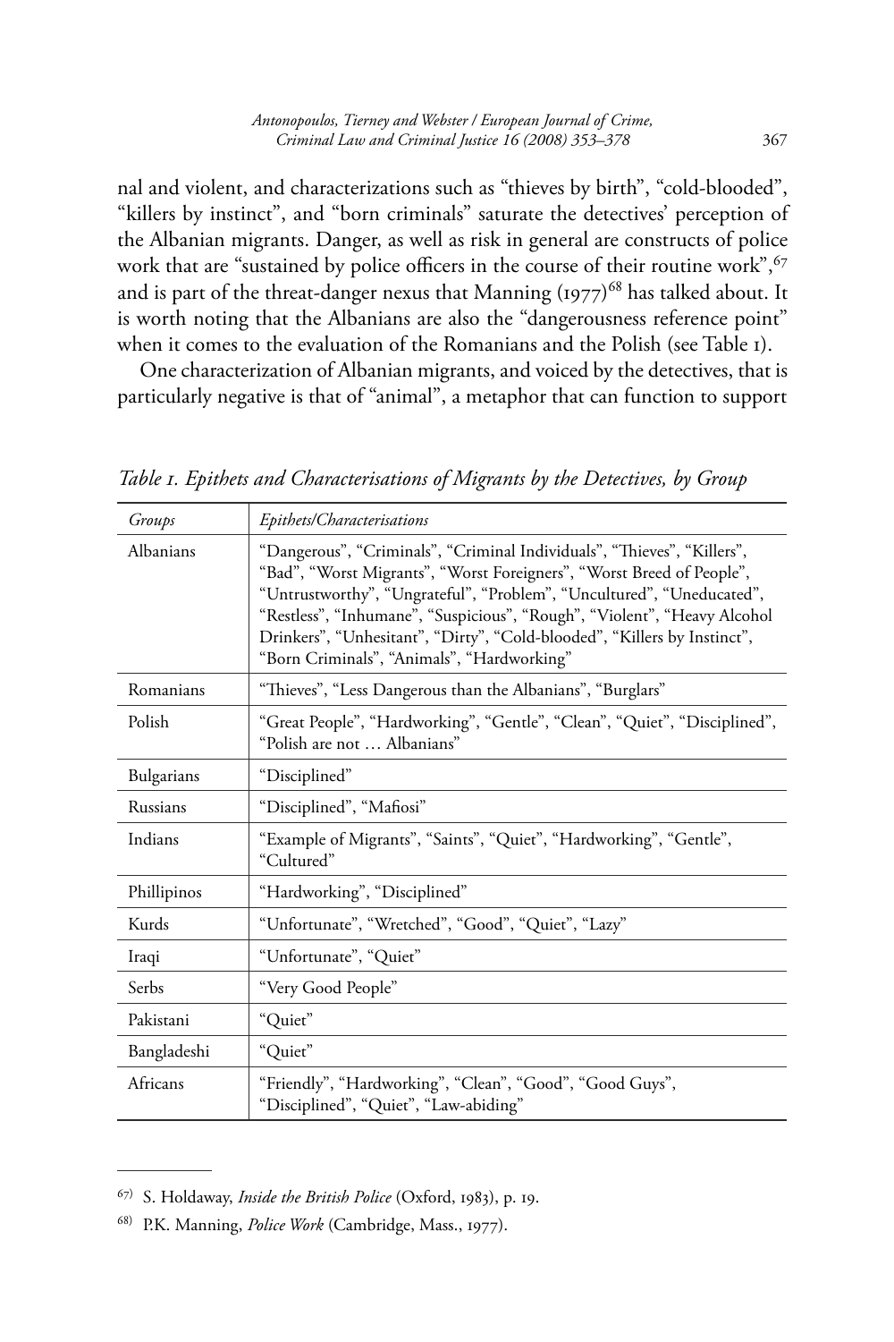nal and violent, and characterizations such as "thieves by birth", "cold-blooded", "killers by instinct", and "born criminals" saturate the detectives' perception of the Albanian migrants. Danger, as well as risk in general are constructs of police work that are "sustained by police officers in the course of their routine work",[67] and is part of the threat-danger nexus that Manning (1977)[68] has talked about. It is worth noting that the Albanians are also the "dangerousness reference point" when it comes to the evaluation of the Romanians and the Polish (see Table 1).

One characterization of Albanian migrants, and voiced by the detectives, that is particularly negative is that of "animal", a metaphor that can function to support

*Table 1. Epithets and Characterisations of Migrants by the Detectives, by Group*

| *Groups* | *Epithets/Characterisations* |
|---|---|
| Albanians | "Dangerous", "Criminals", "Criminal Individuals", "Thieves", "Killers", "Bad", "Worst Migrants", "Worst Foreigners", "Worst Breed of People", "Untrustworthy", "Ungrateful", "Problem", "Uncultured", "Uneducated", "Restless", "Inhumane", "Suspicious", "Rough", "Violent", "Heavy Alcohol Drinkers", "Unhesitant", "Dirty", "Cold-blooded", "Killers by Instinct", "Born Criminals", "Animals", "Hardworking" |
| Romanians | "Thieves", "Less Dangerous than the Albanians", "Burglars" |
| Polish | "Great People", "Hardworking", "Gentle", "Clean", "Quiet", "Disciplined", "Polish are not … Albanians" |
| Bulgarians | "Disciplined" |
| Russians | "Disciplined", "Mafiosi" |
| Indians | "Example of Migrants", "Saints", "Quiet", "Hardworking", "Gentle", "Cultured" |
| Phillipinos | "Hardworking", "Disciplined" |
| Kurds | "Unfortunate", "Wretched", "Good", "Quiet", "Lazy" |
| Iraqi | "Unfortunate", "Quiet" |
| Serbs | "Very Good People" |
| Pakistani | "Quiet" |
| Bangladeshi | "Quiet" |
| Africans | "Friendly", "Hardworking", "Clean", "Good", "Good Guys", "Disciplined", "Quiet", "Law-abiding" |

---

[67] S. Holdaway, *Inside the British Police* (Oxford, 1983), p. 19.

[68] P.K. Manning, *Police Work* (Cambridge, Mass., 1977).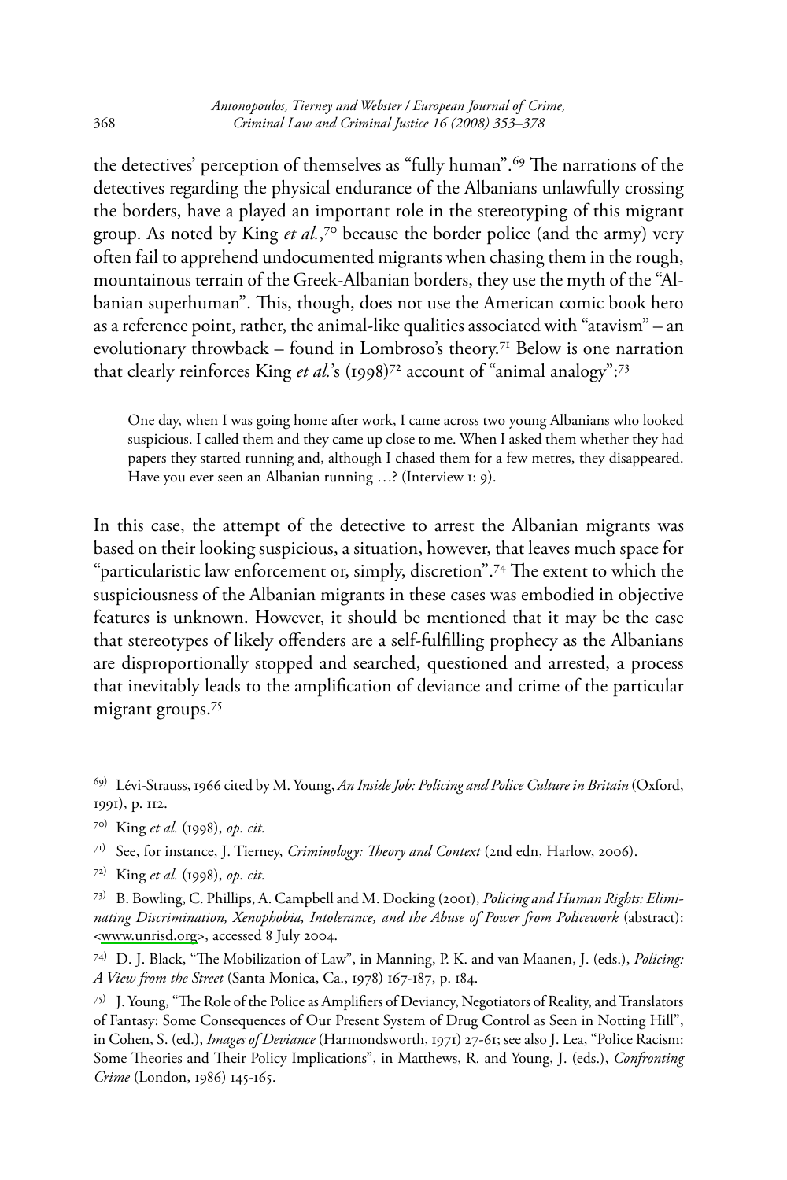the detectives' perception of themselves as "fully human".[69] The narrations of the detectives regarding the physical endurance of the Albanians unlawfully crossing the borders, have a played an important role in the stereotyping of this migrant group. As noted by King *et al.*,[70] because the border police (and the army) very often fail to apprehend undocumented migrants when chasing them in the rough, mountainous terrain of the Greek-Albanian borders, they use the myth of the "Albanian superhuman". This, though, does not use the American comic book hero as a reference point, rather, the animal-like qualities associated with "atavism" – an evolutionary throwback – found in Lombroso's theory.[71] Below is one narration that clearly reinforces King *et al.*'s (1998)[72] account of "animal analogy":[73]

> One day, when I was going home after work, I came across two young Albanians who looked suspicious. I called them and they came up close to me. When I asked them whether they had papers they started running and, although I chased them for a few metres, they disappeared. Have you ever seen an Albanian running …? (Interview 1: 9).

In this case, the attempt of the detective to arrest the Albanian migrants was based on their looking suspicious, a situation, however, that leaves much space for "particularistic law enforcement or, simply, discretion".[74] The extent to which the suspiciousness of the Albanian migrants in these cases was embodied in objective features is unknown. However, it should be mentioned that it may be the case that stereotypes of likely offenders are a self-fulfilling prophecy as the Albanians are disproportionally stopped and searched, questioned and arrested, a process that inevitably leads to the amplification of deviance and crime of the particular migrant groups.[75]

---

[69] Lévi-Strauss, 1966 cited by M. Young, *An Inside Job: Policing and Police Culture in Britain* (Oxford, 1991), p. 112.

[70] King *et al.* (1998), *op. cit.*

[71] See, for instance, J. Tierney, *Criminology: Theory and Context* (2nd edn, Harlow, 2006).

[72] King *et al.* (1998), *op. cit.*

[73] B. Bowling, C. Phillips, A. Campbell and M. Docking (2001), *Policing and Human Rights: Eliminating Discrimination, Xenophobia, Intolerance, and the Abuse of Power from Policework* (abstract): <www.unrisd.org>, accessed 8 July 2004.

[74] D. J. Black, "The Mobilization of Law", in Manning, P. K. and van Maanen, J. (eds.), *Policing: A View from the Street* (Santa Monica, Ca., 1978) 167-187, p. 184.

[75] J. Young, "The Role of the Police as Amplifiers of Deviancy, Negotiators of Reality, and Translators of Fantasy: Some Consequences of Our Present System of Drug Control as Seen in Notting Hill", in Cohen, S. (ed.), *Images of Deviance* (Harmondsworth, 1971) 27-61; see also J. Lea, "Police Racism: Some Theories and Their Policy Implications", in Matthews, R. and Young, J. (eds.), *Confronting Crime* (London, 1986) 145-165.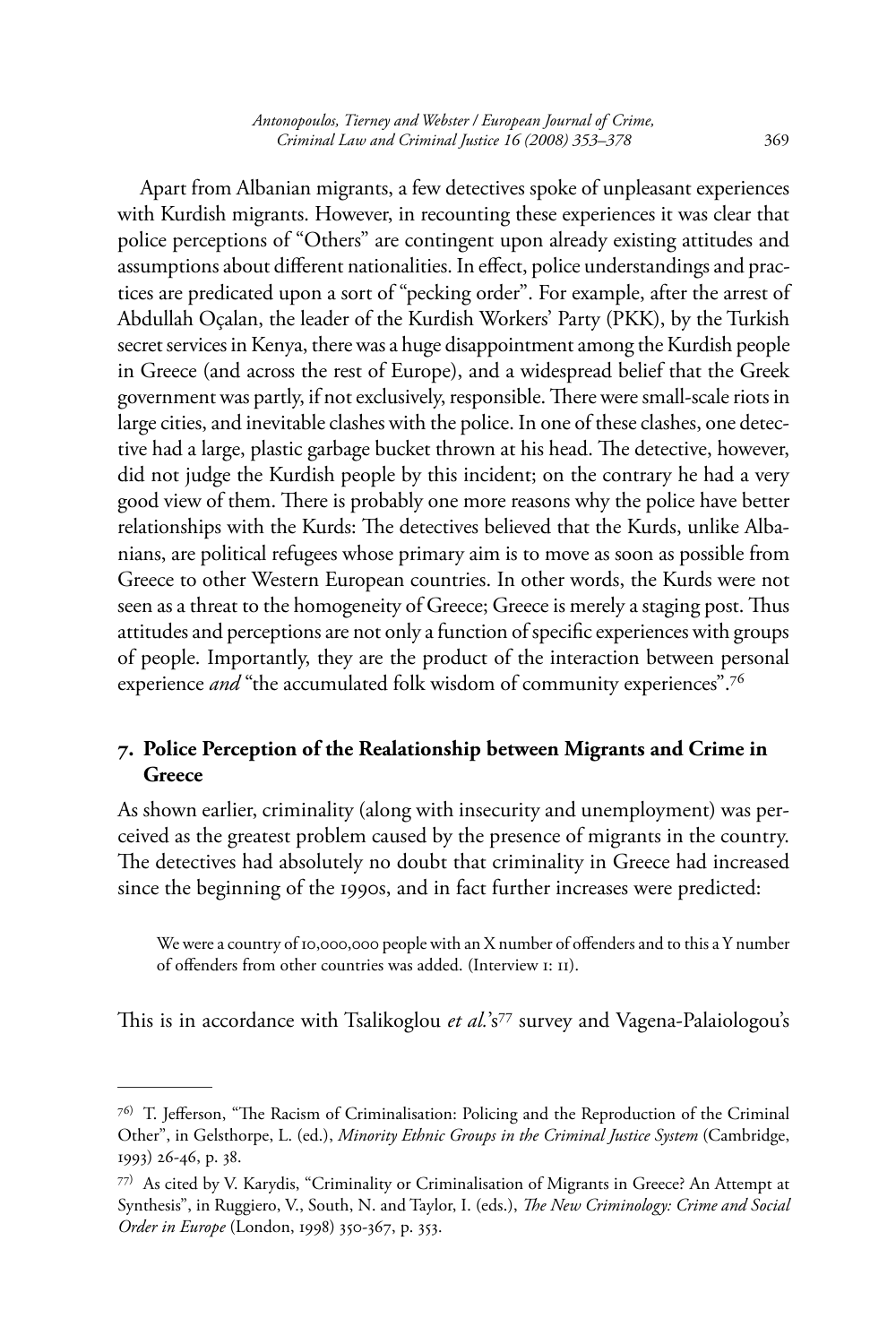Apart from Albanian migrants, a few detectives spoke of unpleasant experiences with Kurdish migrants. However, in recounting these experiences it was clear that police perceptions of "Others" are contingent upon already existing attitudes and assumptions about different nationalities. In effect, police understandings and practices are predicated upon a sort of "pecking order". For example, after the arrest of Abdullah Oçalan, the leader of the Kurdish Workers' Party (PKK), by the Turkish secret services in Kenya, there was a huge disappointment among the Kurdish people in Greece (and across the rest of Europe), and a widespread belief that the Greek government was partly, if not exclusively, responsible. There were small-scale riots in large cities, and inevitable clashes with the police. In one of these clashes, one detective had a large, plastic garbage bucket thrown at his head. The detective, however, did not judge the Kurdish people by this incident; on the contrary he had a very good view of them. There is probably one more reasons why the police have better relationships with the Kurds: The detectives believed that the Kurds, unlike Albanians, are political refugees whose primary aim is to move as soon as possible from Greece to other Western European countries. In other words, the Kurds were not seen as a threat to the homogeneity of Greece; Greece is merely a staging post. Thus attitudes and perceptions are not only a function of specific experiences with groups of people. Importantly, they are the product of the interaction between personal experience *and* "the accumulated folk wisdom of community experiences".[76]

## 7. Police Perception of the Realationship between Migrants and Crime in Greece

As shown earlier, criminality (along with insecurity and unemployment) was perceived as the greatest problem caused by the presence of migrants in the country. The detectives had absolutely no doubt that criminality in Greece had increased since the beginning of the 1990s, and in fact further increases were predicted:

> We were a country of 10,000,000 people with an X number of offenders and to this a Y number of offenders from other countries was added. (Interview 1: 11).

This is in accordance with Tsalikoglou *et al.*'s[77] survey and Vagena-Palaiologou's

---

[76] T. Jefferson, "The Racism of Criminalisation: Policing and the Reproduction of the Criminal Other", in Gelsthorpe, L. (ed.), *Minority Ethnic Groups in the Criminal Justice System* (Cambridge, 1993) 26-46, p. 38.

[77] As cited by V. Karydis, "Criminality or Criminalisation of Migrants in Greece? An Attempt at Synthesis", in Ruggiero, V., South, N. and Taylor, I. (eds.), *The New Criminology: Crime and Social Order in Europe* (London, 1998) 350-367, p. 353.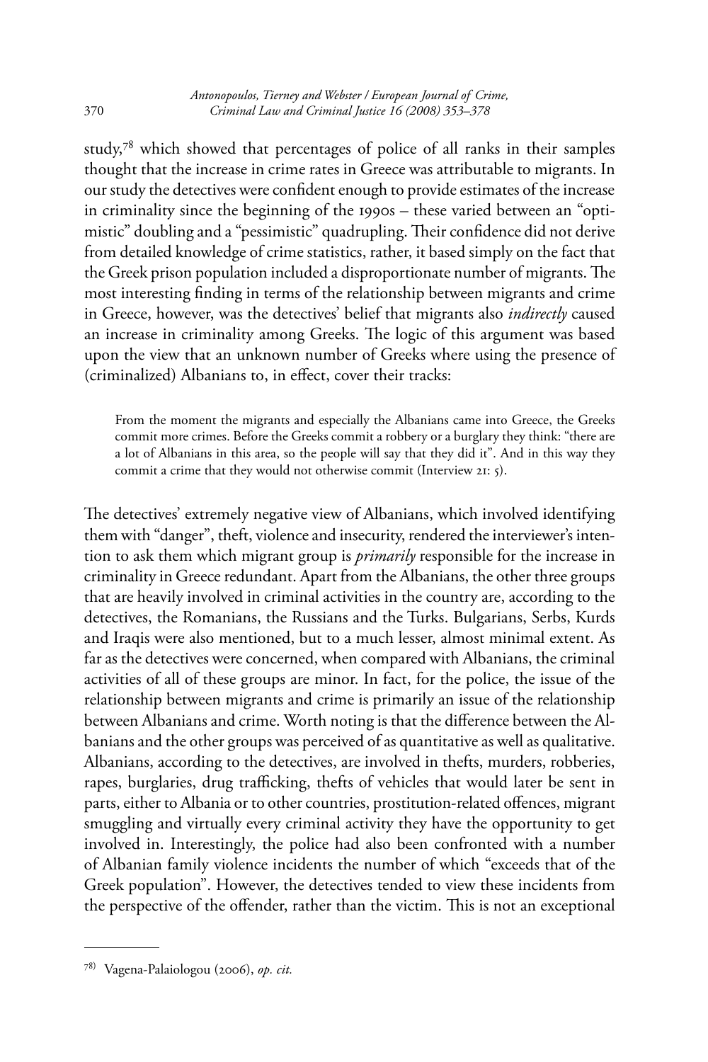study,[78] which showed that percentages of police of all ranks in their samples thought that the increase in crime rates in Greece was attributable to migrants. In our study the detectives were confident enough to provide estimates of the increase in criminality since the beginning of the 1990s – these varied between an "optimistic" doubling and a "pessimistic" quadrupling. Their confidence did not derive from detailed knowledge of crime statistics, rather, it based simply on the fact that the Greek prison population included a disproportionate number of migrants. The most interesting finding in terms of the relationship between migrants and crime in Greece, however, was the detectives' belief that migrants also *indirectly* caused an increase in criminality among Greeks. The logic of this argument was based upon the view that an unknown number of Greeks where using the presence of (criminalized) Albanians to, in effect, cover their tracks:

> From the moment the migrants and especially the Albanians came into Greece, the Greeks commit more crimes. Before the Greeks commit a robbery or a burglary they think: "there are a lot of Albanians in this area, so the people will say that they did it". And in this way they commit a crime that they would not otherwise commit (Interview 21: 5).

The detectives' extremely negative view of Albanians, which involved identifying them with "danger", theft, violence and insecurity, rendered the interviewer's intention to ask them which migrant group is *primarily* responsible for the increase in criminality in Greece redundant. Apart from the Albanians, the other three groups that are heavily involved in criminal activities in the country are, according to the detectives, the Romanians, the Russians and the Turks. Bulgarians, Serbs, Kurds and Iraqis were also mentioned, but to a much lesser, almost minimal extent. As far as the detectives were concerned, when compared with Albanians, the criminal activities of all of these groups are minor. In fact, for the police, the issue of the relationship between migrants and crime is primarily an issue of the relationship between Albanians and crime. Worth noting is that the difference between the Albanians and the other groups was perceived of as quantitative as well as qualitative. Albanians, according to the detectives, are involved in thefts, murders, robberies, rapes, burglaries, drug trafficking, thefts of vehicles that would later be sent in parts, either to Albania or to other countries, prostitution-related offences, migrant smuggling and virtually every criminal activity they have the opportunity to get involved in. Interestingly, the police had also been confronted with a number of Albanian family violence incidents the number of which "exceeds that of the Greek population". However, the detectives tended to view these incidents from the perspective of the offender, rather than the victim. This is not an exceptional

---

[78] Vagena-Palaiologou (2006), *op. cit.*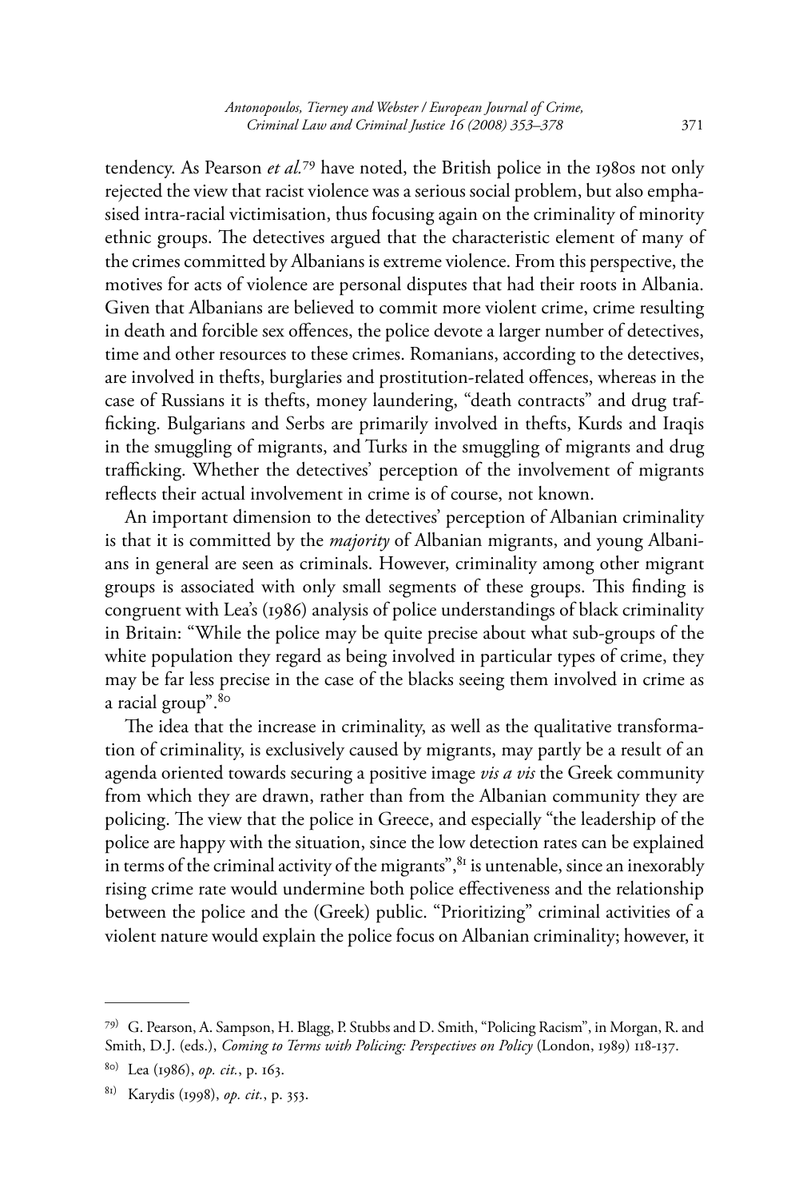tendency. As Pearson *et al.*[79] have noted, the British police in the 1980s not only rejected the view that racist violence was a serious social problem, but also emphasised intra-racial victimisation, thus focusing again on the criminality of minority ethnic groups. The detectives argued that the characteristic element of many of the crimes committed by Albanians is extreme violence. From this perspective, the motives for acts of violence are personal disputes that had their roots in Albania. Given that Albanians are believed to commit more violent crime, crime resulting in death and forcible sex offences, the police devote a larger number of detectives, time and other resources to these crimes. Romanians, according to the detectives, are involved in thefts, burglaries and prostitution-related offences, whereas in the case of Russians it is thefts, money laundering, "death contracts" and drug trafficking. Bulgarians and Serbs are primarily involved in thefts, Kurds and Iraqis in the smuggling of migrants, and Turks in the smuggling of migrants and drug trafficking. Whether the detectives' perception of the involvement of migrants reflects their actual involvement in crime is of course, not known.

An important dimension to the detectives' perception of Albanian criminality is that it is committed by the *majority* of Albanian migrants, and young Albanians in general are seen as criminals. However, criminality among other migrant groups is associated with only small segments of these groups. This finding is congruent with Lea's (1986) analysis of police understandings of black criminality in Britain: "While the police may be quite precise about what sub-groups of the white population they regard as being involved in particular types of crime, they may be far less precise in the case of the blacks seeing them involved in crime as a racial group".[80]

The idea that the increase in criminality, as well as the qualitative transformation of criminality, is exclusively caused by migrants, may partly be a result of an agenda oriented towards securing a positive image *vis a vis* the Greek community from which they are drawn, rather than from the Albanian community they are policing. The view that the police in Greece, and especially "the leadership of the police are happy with the situation, since the low detection rates can be explained in terms of the criminal activity of the migrants",[81] is untenable, since an inexorably rising crime rate would undermine both police effectiveness and the relationship between the police and the (Greek) public. "Prioritizing" criminal activities of a violent nature would explain the police focus on Albanian criminality; however, it

---

79) G. Pearson, A. Sampson, H. Blagg, P. Stubbs and D. Smith, "Policing Racism", in Morgan, R. and Smith, D.J. (eds.), *Coming to Terms with Policing: Perspectives on Policy* (London, 1989) 118-137.

80) Lea (1986), *op. cit.*, p. 163.

81) Karydis (1998), *op. cit.*, p. 353.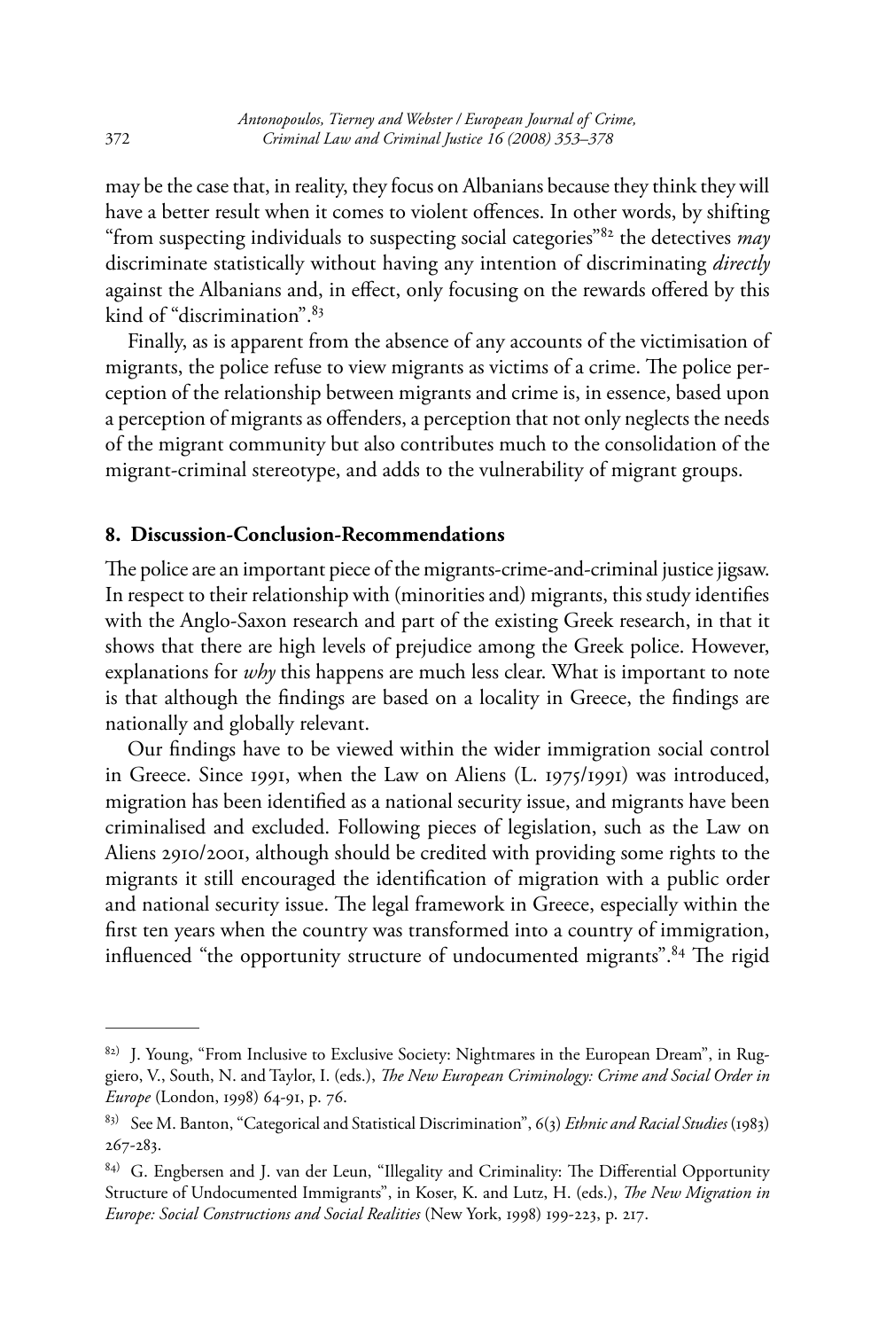may be the case that, in reality, they focus on Albanians because they think they will have a better result when it comes to violent offences. In other words, by shifting "from suspecting individuals to suspecting social categories"[82] the detectives *may* discriminate statistically without having any intention of discriminating *directly* against the Albanians and, in effect, only focusing on the rewards offered by this kind of "discrimination".[83]

Finally, as is apparent from the absence of any accounts of the victimisation of migrants, the police refuse to view migrants as victims of a crime. The police perception of the relationship between migrants and crime is, in essence, based upon a perception of migrants as offenders, a perception that not only neglects the needs of the migrant community but also contributes much to the consolidation of the migrant-criminal stereotype, and adds to the vulnerability of migrant groups.

## 8. Discussion-Conclusion-Recommendations

The police are an important piece of the migrants-crime-and-criminal justice jigsaw. In respect to their relationship with (minorities and) migrants, this study identifies with the Anglo-Saxon research and part of the existing Greek research, in that it shows that there are high levels of prejudice among the Greek police. However, explanations for *why* this happens are much less clear. What is important to note is that although the findings are based on a locality in Greece, the findings are nationally and globally relevant.

Our findings have to be viewed within the wider immigration social control in Greece. Since 1991, when the Law on Aliens (L. 1975/1991) was introduced, migration has been identified as a national security issue, and migrants have been criminalised and excluded. Following pieces of legislation, such as the Law on Aliens 2910/2001, although should be credited with providing some rights to the migrants it still encouraged the identification of migration with a public order and national security issue. The legal framework in Greece, especially within the first ten years when the country was transformed into a country of immigration, influenced "the opportunity structure of undocumented migrants".[84] The rigid

---

[82] J. Young, "From Inclusive to Exclusive Society: Nightmares in the European Dream", in Ruggiero, V., South, N. and Taylor, I. (eds.), *The New European Criminology: Crime and Social Order in Europe* (London, 1998) 64-91, p. 76.

[83] See M. Banton, "Categorical and Statistical Discrimination", 6(3) *Ethnic and Racial Studies* (1983) 267-283.

[84] G. Engbersen and J. van der Leun, "Illegality and Criminality: The Differential Opportunity Structure of Undocumented Immigrants", in Koser, K. and Lutz, H. (eds.), *The New Migration in Europe: Social Constructions and Social Realities* (New York, 1998) 199-223, p. 217.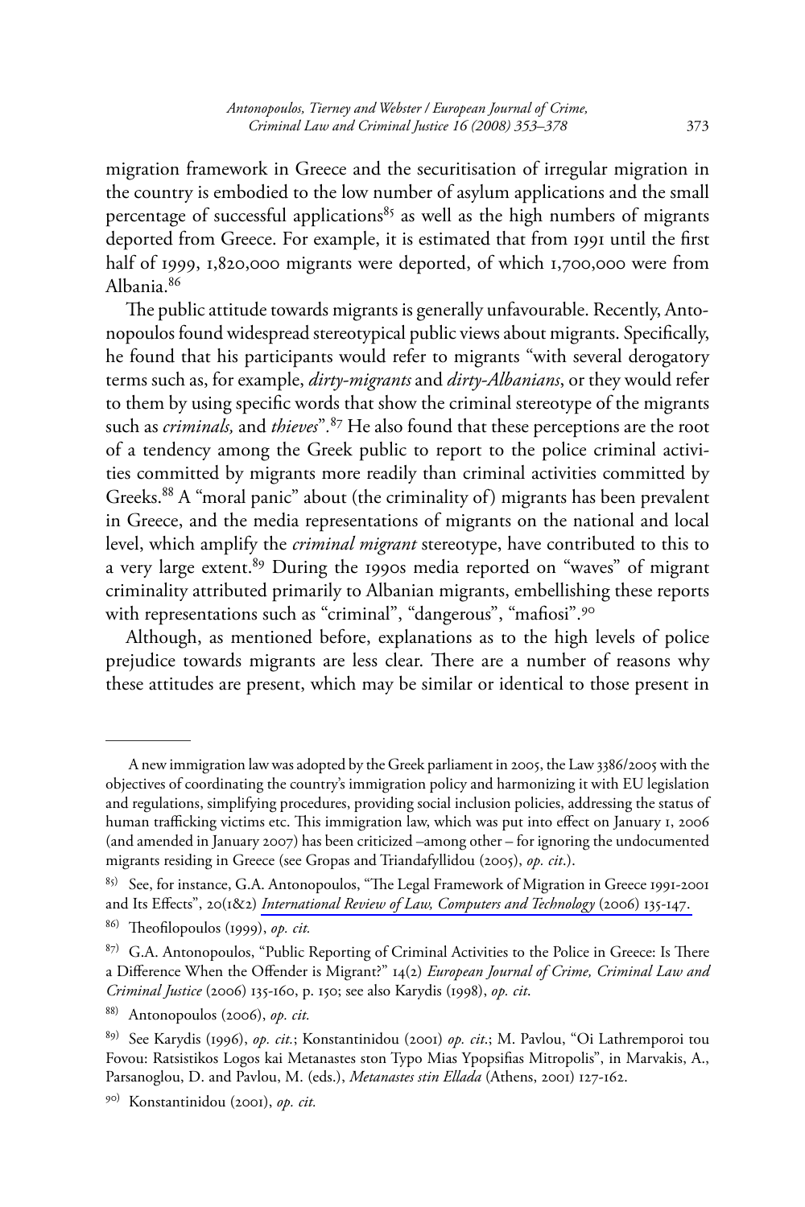migration framework in Greece and the securitisation of irregular migration in the country is embodied to the low number of asylum applications and the small percentage of successful applications[85] as well as the high numbers of migrants deported from Greece. For example, it is estimated that from 1991 until the first half of 1999, 1,820,000 migrants were deported, of which 1,700,000 were from Albania.[86]

The public attitude towards migrants is generally unfavourable. Recently, Antonopoulos found widespread stereotypical public views about migrants. Specifically, he found that his participants would refer to migrants "with several derogatory terms such as, for example, *dirty-migrants* and *dirty-Albanians*, or they would refer to them by using specific words that show the criminal stereotype of the migrants such as *criminals,* and *thieves*".[87] He also found that these perceptions are the root of a tendency among the Greek public to report to the police criminal activities committed by migrants more readily than criminal activities committed by Greeks.[88] A "moral panic" about (the criminality of) migrants has been prevalent in Greece, and the media representations of migrants on the national and local level, which amplify the *criminal migrant* stereotype, have contributed to this to a very large extent.[89] During the 1990s media reported on "waves" of migrant criminality attributed primarily to Albanian migrants, embellishing these reports with representations such as "criminal", "dangerous", "mafiosi".[90]

Although, as mentioned before, explanations as to the high levels of police prejudice towards migrants are less clear. There are a number of reasons why these attitudes are present, which may be similar or identical to those present in

---

A new immigration law was adopted by the Greek parliament in 2005, the Law 3386/2005 with the objectives of coordinating the country's immigration policy and harmonizing it with EU legislation and regulations, simplifying procedures, providing social inclusion policies, addressing the status of human trafficking victims etc. This immigration law, which was put into effect on January 1, 2006 (and amended in January 2007) has been criticized –among other – for ignoring the undocumented migrants residing in Greece (see Gropas and Triandafyllidou (2005), *op. cit*.).

85) See, for instance, G.A. Antonopoulos, "The Legal Framework of Migration in Greece 1991-2001 and Its Effects", 20(1&2) *International Review of Law, Computers and Technology* (2006) 135-147.

86) Theofilopoulos (1999), *op. cit.*

87) G.A. Antonopoulos, "Public Reporting of Criminal Activities to the Police in Greece: Is There a Difference When the Offender is Migrant?" 14(2) *European Journal of Crime, Criminal Law and Criminal Justice* (2006) 135-160, p. 150; see also Karydis (1998), *op. cit*.

88) Antonopoulos (2006), *op. cit.*

89) See Karydis (1996), *op. cit.*; Konstantinidou (2001) *op. cit*.; M. Pavlou, "Oi Lathremporoi tou Fovou: Ratsistikos Logos kai Metanastes ston Typo Mias Ypopsifias Mitropolis", in Marvakis, A., Parsanoglou, D. and Pavlou, M. (eds.), *Metanastes stin Ellada* (Athens, 2001) 127-162.

90) Konstantinidou (2001), *op. cit.*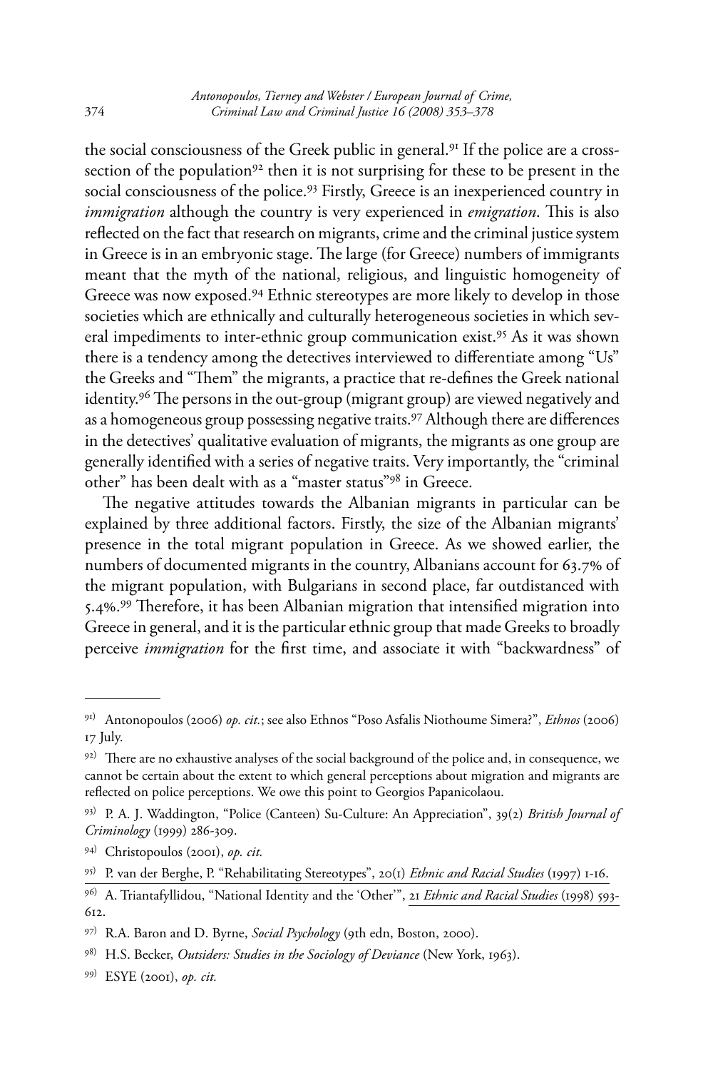the social consciousness of the Greek public in general.[91] If the police are a cross-section of the population[92] then it is not surprising for these to be present in the social consciousness of the police.[93] Firstly, Greece is an inexperienced country in *immigration* although the country is very experienced in *emigration*. This is also reflected on the fact that research on migrants, crime and the criminal justice system in Greece is in an embryonic stage. The large (for Greece) numbers of immigrants meant that the myth of the national, religious, and linguistic homogeneity of Greece was now exposed.[94] Ethnic stereotypes are more likely to develop in those societies which are ethnically and culturally heterogeneous societies in which several impediments to inter-ethnic group communication exist.[95] As it was shown there is a tendency among the detectives interviewed to differentiate among "Us" the Greeks and "Them" the migrants, a practice that re-defines the Greek national identity.[96] The persons in the out-group (migrant group) are viewed negatively and as a homogeneous group possessing negative traits.[97] Although there are differences in the detectives' qualitative evaluation of migrants, the migrants as one group are generally identified with a series of negative traits. Very importantly, the "criminal other" has been dealt with as a "master status"[98] in Greece.

The negative attitudes towards the Albanian migrants in particular can be explained by three additional factors. Firstly, the size of the Albanian migrants' presence in the total migrant population in Greece. As we showed earlier, the numbers of documented migrants in the country, Albanians account for 63.7% of the migrant population, with Bulgarians in second place, far outdistanced with 5.4%.[99] Therefore, it has been Albanian migration that intensified migration into Greece in general, and it is the particular ethnic group that made Greeks to broadly perceive *immigration* for the first time, and associate it with "backwardness" of

---

[91] Antonopoulos (2006) *op. cit.*; see also Ethnos "Poso Asfalis Niothoume Simera?", *Ethnos* (2006) 17 July.

[92] There are no exhaustive analyses of the social background of the police and, in consequence, we cannot be certain about the extent to which general perceptions about migration and migrants are reflected on police perceptions. We owe this point to Georgios Papanicolaou.

[93] P. A. J. Waddington, "Police (Canteen) Su-Culture: An Appreciation", 39(2) *British Journal of Criminology* (1999) 286-309.

[94] Christopoulos (2001), *op. cit.*

[95] P. van der Berghe, P. "Rehabilitating Stereotypes", 20(1) *Ethnic and Racial Studies* (1997) 1-16.

[96] A. Triantafyllidou, "National Identity and the 'Other'", 21 *Ethnic and Racial Studies* (1998) 593-612.

[97] R.A. Baron and D. Byrne, *Social Psychology* (9th edn, Boston, 2000).

[98] H.S. Becker, *Outsiders: Studies in the Sociology of Deviance* (New York, 1963).

[99] ESYE (2001), *op. cit.*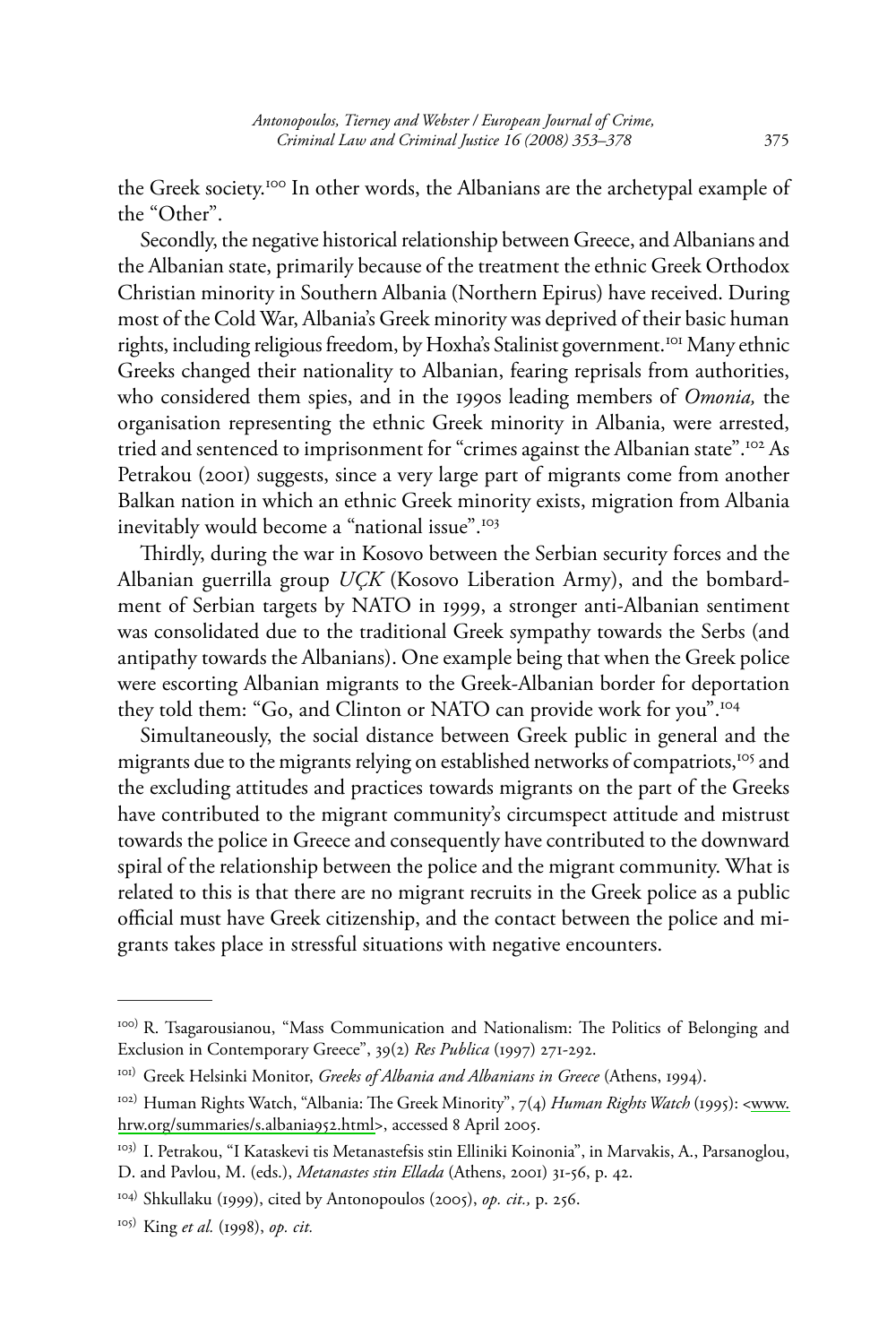the Greek society.[100] In other words, the Albanians are the archetypal example of the "Other".

Secondly, the negative historical relationship between Greece, and Albanians and the Albanian state, primarily because of the treatment the ethnic Greek Orthodox Christian minority in Southern Albania (Northern Epirus) have received. During most of the Cold War, Albania's Greek minority was deprived of their basic human rights, including religious freedom, by Hoxha's Stalinist government.[101] Many ethnic Greeks changed their nationality to Albanian, fearing reprisals from authorities, who considered them spies, and in the 1990s leading members of *Omonia,* the organisation representing the ethnic Greek minority in Albania, were arrested, tried and sentenced to imprisonment for "crimes against the Albanian state".[102] As Petrakou (2001) suggests, since a very large part of migrants come from another Balkan nation in which an ethnic Greek minority exists, migration from Albania inevitably would become a "national issue".[103]

Thirdly, during the war in Kosovo between the Serbian security forces and the Albanian guerrilla group *UÇK* (Kosovo Liberation Army), and the bombardment of Serbian targets by NATO in 1999, a stronger anti-Albanian sentiment was consolidated due to the traditional Greek sympathy towards the Serbs (and antipathy towards the Albanians). One example being that when the Greek police were escorting Albanian migrants to the Greek-Albanian border for deportation they told them: "Go, and Clinton or NATO can provide work for you".[104]

Simultaneously, the social distance between Greek public in general and the migrants due to the migrants relying on established networks of compatriots,[105] and the excluding attitudes and practices towards migrants on the part of the Greeks have contributed to the migrant community's circumspect attitude and mistrust towards the police in Greece and consequently have contributed to the downward spiral of the relationship between the police and the migrant community. What is related to this is that there are no migrant recruits in the Greek police as a public official must have Greek citizenship, and the contact between the police and migrants takes place in stressful situations with negative encounters.

---

[100] R. Tsagarousianou, "Mass Communication and Nationalism: The Politics of Belonging and Exclusion in Contemporary Greece", 39(2) *Res Publica* (1997) 271-292.

[101] Greek Helsinki Monitor, *Greeks of Albania and Albanians in Greece* (Athens, 1994).

[102] Human Rights Watch, "Albania: The Greek Minority", 7(4) *Human Rights Watch* (1995): <www.hrw.org/summaries/s.albania952.html>, accessed 8 April 2005.

[103] I. Petrakou, "I Kataskevi tis Metanastefsis stin Elliniki Koinonia", in Marvakis, A., Parsanoglou, D. and Pavlou, M. (eds.), *Metanastes stin Ellada* (Athens, 2001) 31-56, p. 42.

[104] Shkullaku (1999), cited by Antonopoulos (2005), *op. cit.,* p. 256.

[105] King *et al.* (1998), *op. cit.*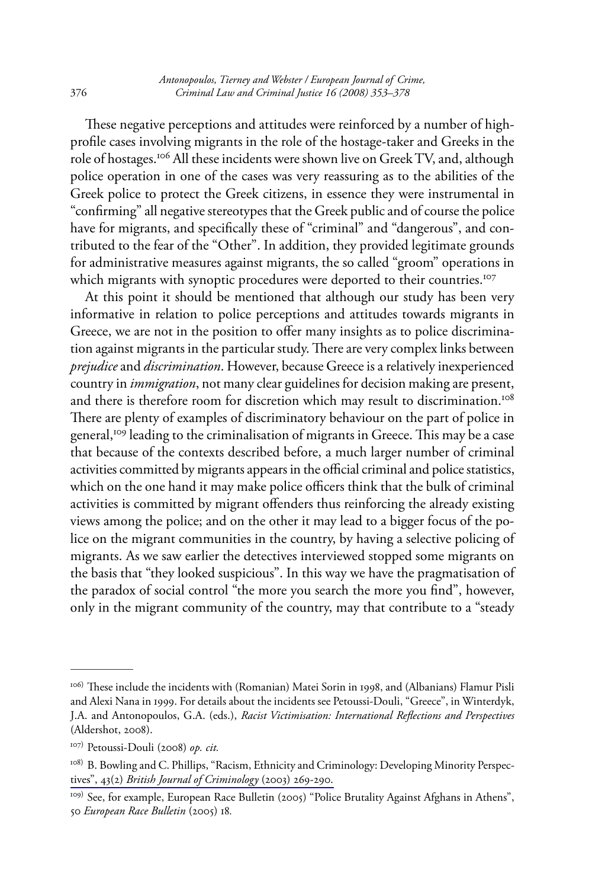These negative perceptions and attitudes were reinforced by a number of high-profile cases involving migrants in the role of the hostage-taker and Greeks in the role of hostages.[106] All these incidents were shown live on Greek TV, and, although police operation in one of the cases was very reassuring as to the abilities of the Greek police to protect the Greek citizens, in essence they were instrumental in "confirming" all negative stereotypes that the Greek public and of course the police have for migrants, and specifically these of "criminal" and "dangerous", and contributed to the fear of the "Other". In addition, they provided legitimate grounds for administrative measures against migrants, the so called "groom" operations in which migrants with synoptic procedures were deported to their countries.[107]

At this point it should be mentioned that although our study has been very informative in relation to police perceptions and attitudes towards migrants in Greece, we are not in the position to offer many insights as to police discrimination against migrants in the particular study. There are very complex links between *prejudice* and *discrimination*. However, because Greece is a relatively inexperienced country in *immigration*, not many clear guidelines for decision making are present, and there is therefore room for discretion which may result to discrimination.[108] There are plenty of examples of discriminatory behaviour on the part of police in general,[109] leading to the criminalisation of migrants in Greece. This may be a case that because of the contexts described before, a much larger number of criminal activities committed by migrants appears in the official criminal and police statistics, which on the one hand it may make police officers think that the bulk of criminal activities is committed by migrant offenders thus reinforcing the already existing views among the police; and on the other it may lead to a bigger focus of the police on the migrant communities in the country, by having a selective policing of migrants. As we saw earlier the detectives interviewed stopped some migrants on the basis that "they looked suspicious". In this way we have the pragmatisation of the paradox of social control "the more you search the more you find", however, only in the migrant community of the country, may that contribute to a "steady

---

[106] These include the incidents with (Romanian) Matei Sorin in 1998, and (Albanians) Flamur Pisli and Alexi Nana in 1999. For details about the incidents see Petoussi-Douli, "Greece", in Winterdyk, J.A. and Antonopoulos, G.A. (eds.), *Racist Victimisation: International Reflections and Perspectives* (Aldershot, 2008).

[107] Petoussi-Douli (2008) *op. cit.*

[108] B. Bowling and C. Phillips, "Racism, Ethnicity and Criminology: Developing Minority Perspectives", 43(2) *British Journal of Criminology* (2003) 269-290.

[109] See, for example, European Race Bulletin (2005) "Police Brutality Against Afghans in Athens", 50 *European Race Bulletin* (2005) 18.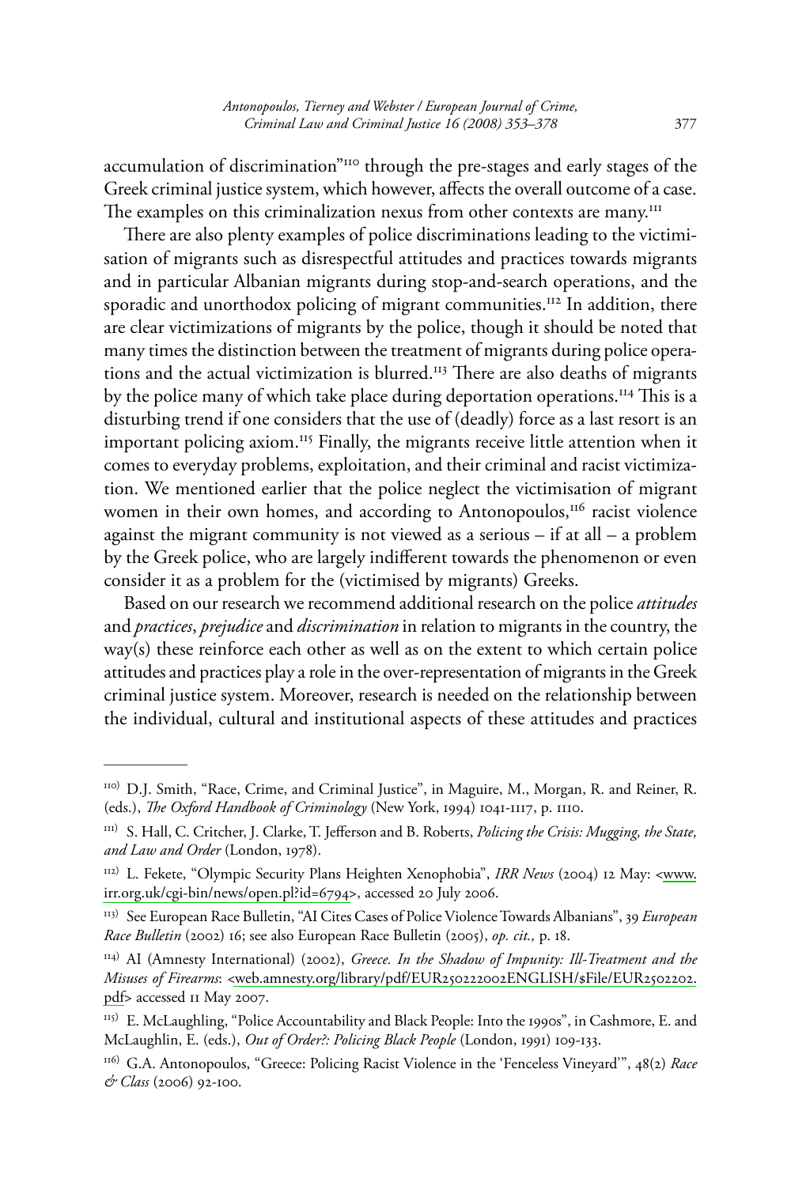accumulation of discrimination"[110] through the pre-stages and early stages of the Greek criminal justice system, which however, affects the overall outcome of a case. The examples on this criminalization nexus from other contexts are many.[111]

There are also plenty examples of police discriminations leading to the victimisation of migrants such as disrespectful attitudes and practices towards migrants and in particular Albanian migrants during stop-and-search operations, and the sporadic and unorthodox policing of migrant communities.[112] In addition, there are clear victimizations of migrants by the police, though it should be noted that many times the distinction between the treatment of migrants during police operations and the actual victimization is blurred.[113] There are also deaths of migrants by the police many of which take place during deportation operations.[114] This is a disturbing trend if one considers that the use of (deadly) force as a last resort is an important policing axiom.[115] Finally, the migrants receive little attention when it comes to everyday problems, exploitation, and their criminal and racist victimization. We mentioned earlier that the police neglect the victimisation of migrant women in their own homes, and according to Antonopoulos,[116] racist violence against the migrant community is not viewed as a serious – if at all – a problem by the Greek police, who are largely indifferent towards the phenomenon or even consider it as a problem for the (victimised by migrants) Greeks.

Based on our research we recommend additional research on the police *attitudes* and *practices*, *prejudice* and *discrimination* in relation to migrants in the country, the way(s) these reinforce each other as well as on the extent to which certain police attitudes and practices play a role in the over-representation of migrants in the Greek criminal justice system. Moreover, research is needed on the relationship between the individual, cultural and institutional aspects of these attitudes and practices

---

110) D.J. Smith, "Race, Crime, and Criminal Justice", in Maguire, M., Morgan, R. and Reiner, R. (eds.), *The Oxford Handbook of Criminology* (New York, 1994) 1041-1117, p. 1110.

111) S. Hall, C. Critcher, J. Clarke, T. Jefferson and B. Roberts, *Policing the Crisis: Mugging, the State, and Law and Order* (London, 1978).

112) L. Fekete, "Olympic Security Plans Heighten Xenophobia", *IRR News* (2004) 12 May: <www.irr.org.uk/cgi-bin/news/open.pl?id=6794>, accessed 20 July 2006.

113) See European Race Bulletin, "AI Cites Cases of Police Violence Towards Albanians", 39 *European Race Bulletin* (2002) 16; see also European Race Bulletin (2005), *op. cit.,* p. 18.

114) AI (Amnesty International) (2002), *Greece. In the Shadow of Impunity: Ill-Treatment and the Misuses of Firearms*: <web.amnesty.org/library/pdf/EUR250222002ENGLISH/$File/EUR2502202.pdf> accessed 11 May 2007.

115) E. McLaughling, "Police Accountability and Black People: Into the 1990s", in Cashmore, E. and McLaughlin, E. (eds.), *Out of Order?: Policing Black People* (London, 1991) 109-133.

116) G.A. Antonopoulos, "Greece: Policing Racist Violence in the 'Fenceless Vineyard'", 48(2) *Race & Class* (2006) 92-100.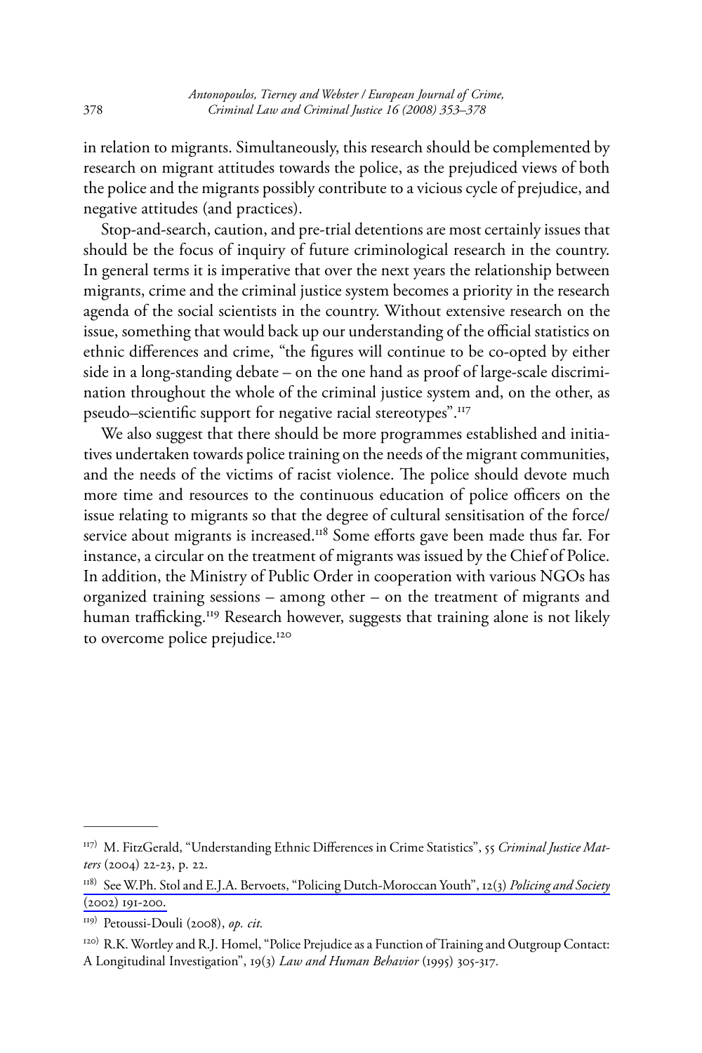in relation to migrants. Simultaneously, this research should be complemented by research on migrant attitudes towards the police, as the prejudiced views of both the police and the migrants possibly contribute to a vicious cycle of prejudice, and negative attitudes (and practices).

Stop-and-search, caution, and pre-trial detentions are most certainly issues that should be the focus of inquiry of future criminological research in the country. In general terms it is imperative that over the next years the relationship between migrants, crime and the criminal justice system becomes a priority in the research agenda of the social scientists in the country. Without extensive research on the issue, something that would back up our understanding of the official statistics on ethnic differences and crime, "the figures will continue to be co-opted by either side in a long-standing debate – on the one hand as proof of large-scale discrimination throughout the whole of the criminal justice system and, on the other, as pseudo–scientific support for negative racial stereotypes".[117]

We also suggest that there should be more programmes established and initiatives undertaken towards police training on the needs of the migrant communities, and the needs of the victims of racist violence. The police should devote much more time and resources to the continuous education of police officers on the issue relating to migrants so that the degree of cultural sensitisation of the force/service about migrants is increased.[118] Some efforts gave been made thus far. For instance, a circular on the treatment of migrants was issued by the Chief of Police. In addition, the Ministry of Public Order in cooperation with various NGOs has organized training sessions – among other – on the treatment of migrants and human trafficking.[119] Research however, suggests that training alone is not likely to overcome police prejudice.[120]

---

117) M. FitzGerald, "Understanding Ethnic Differences in Crime Statistics", 55 *Criminal Justice Matters* (2004) 22-23, p. 22.

118) See W.Ph. Stol and E.J.A. Bervoets, "Policing Dutch-Moroccan Youth", 12(3) *Policing and Society* (2002) 191-200.

119) Petoussi-Douli (2008), *op. cit.*

120) R.K. Wortley and R.J. Homel, "Police Prejudice as a Function of Training and Outgroup Contact: A Longitudinal Investigation", 19(3) *Law and Human Behavior* (1995) 305-317.